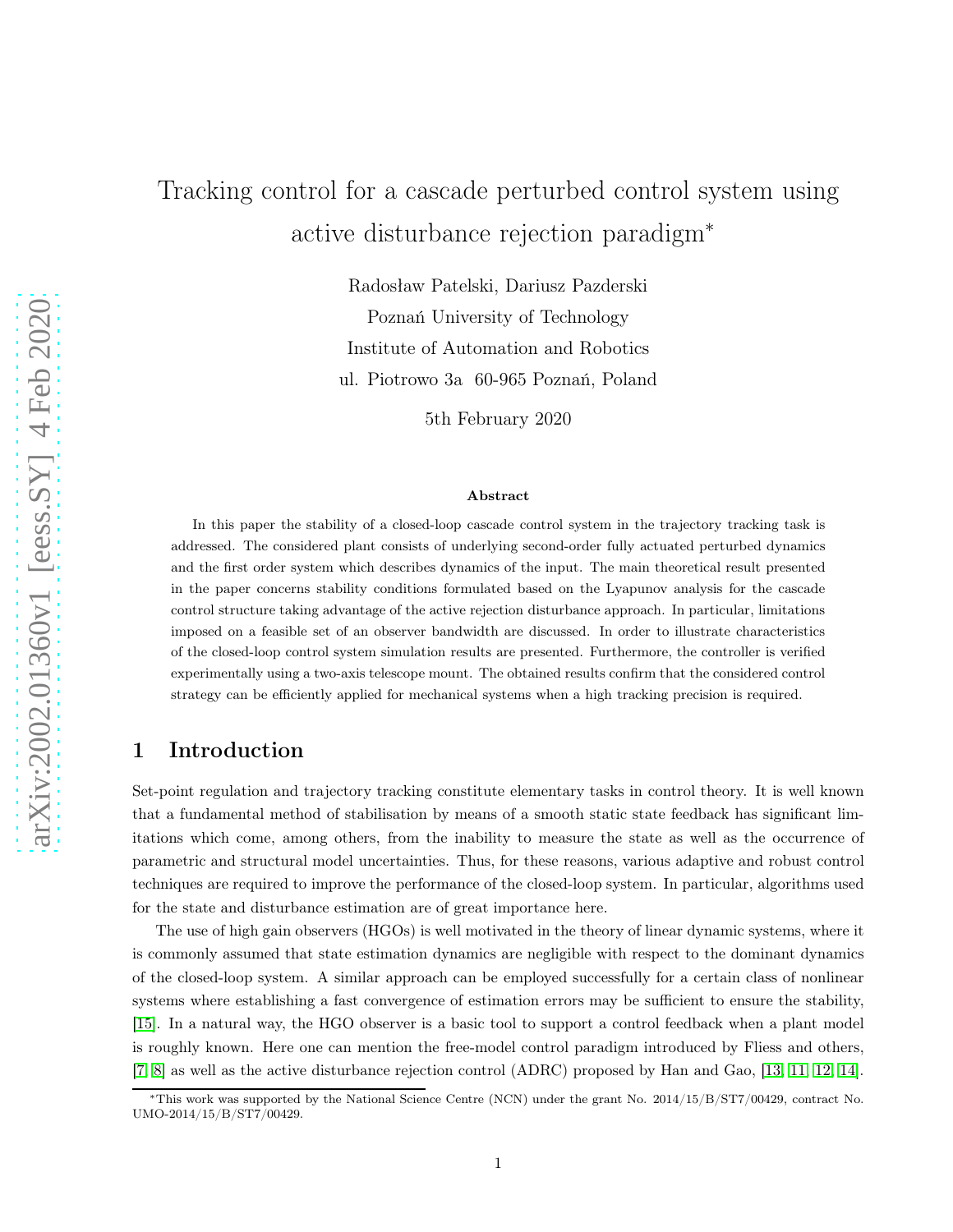# Tracking control for a cascade perturbed control system using active disturbance rejection paradigm*

Radosław Patelski, Dariusz Pazderski

Poznań University of Technology

Institute of Automation and Robotics

ul. Piotrowo 3a 60-965 Poznań, Poland

5th February 2020

### Abstract

In this paper the stability of a closed-loop cascade control system in the trajectory tracking task is addressed. The considered plant consists of underlying second-order fully actuated perturbed dynamics and the first order system which describes dynamics of the input. The main theoretical result presented in the paper concerns stability conditions formulated based on the Lyapunov analysis for the cascade control structure taking advantage of the active rejection disturbance approach. In particular, limitations imposed on a feasible set of an observer bandwidth are discussed. In order to illustrate characteristics of the closed-loop control system simulation results are presented. Furthermore, the controller is verified experimentally using a two-axis telescope mount. The obtained results confirm that the considered control strategy can be efficiently applied for mechanical systems when a high tracking precision is required.

## 1 Introduction

Set-point regulation and trajectory tracking constitute elementary tasks in control theory. It is well known that a fundamental method of stabilisation by means of a smooth static state feedback has significant limitations which come, among others, from the inability to measure the state as well as the occurrence of parametric and structural model uncertainties. Thus, for these reasons, various adaptive and robust control techniques are required to improve the performance of the closed-loop system. In particular, algorithms used for the state and disturbance estimation are of great importance here.

The use of high gain observers (HGOs) is well motivated in the theory of linear dynamic systems, where it is commonly assumed that state estimation dynamics are negligible with respect to the dominant dynamics of the closed-loop system. A similar approach can be employed successfully for a certain class of nonlinear systems where establishing a fast convergence of estimation errors may be sufficient to ensure the stability, [15]. In a natural way, the HGO observer is a basic tool to support a control feedback when a plant model is roughly known. Here one can mention the free-model control paradigm introduced by Fliess and others, [7, 8] as well as the active disturbance rejection control (ADRC) proposed by Han and Gao, [13, 11, 12, 14].

*This work was supported by the National Science Centre (NCN) under the grant No. 2014/15/B/ST7/00429, contract No. UMO-2014/15/B/ST7/00429.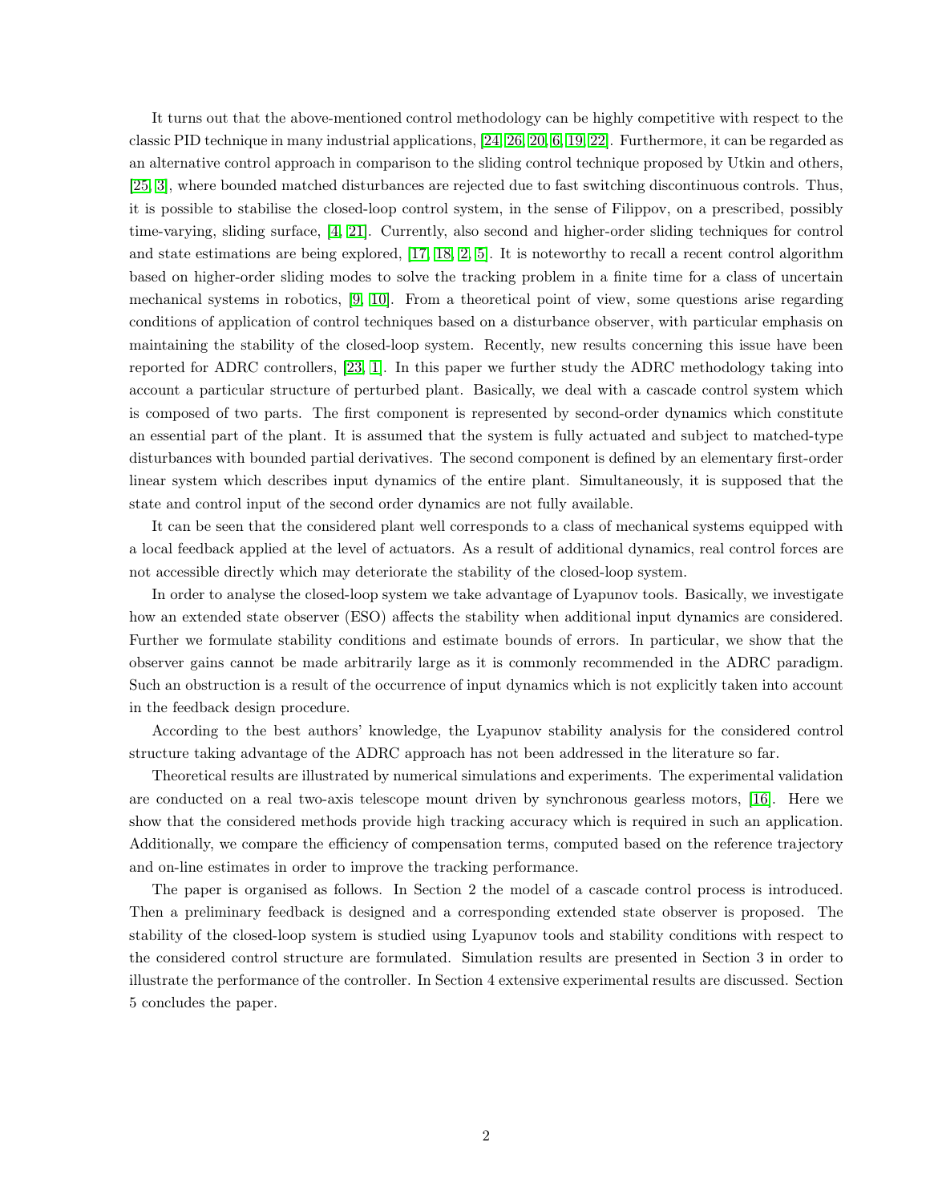It turns out that the above-mentioned control methodology can be highly competitive with respect to the classic PID technique in many industrial applications, [24, 26, 20, 6, 19, 22]. Furthermore, it can be regarded as an alternative control approach in comparison to the sliding control technique proposed by Utkin and others, [25, 3], where bounded matched disturbances are rejected due to fast switching discontinuous controls. Thus, it is possible to stabilise the closed-loop control system, in the sense of Filippov, on a prescribed, possibly time-varying, sliding surface, [4, 21]. Currently, also second and higher-order sliding techniques for control and state estimations are being explored, [17, 18, 2, 5]. It is noteworthy to recall a recent control algorithm based on higher-order sliding modes to solve the tracking problem in a finite time for a class of uncertain mechanical systems in robotics, [9, 10]. From a theoretical point of view, some questions arise regarding conditions of application of control techniques based on a disturbance observer, with particular emphasis on maintaining the stability of the closed-loop system. Recently, new results concerning this issue have been reported for ADRC controllers, [23, 1]. In this paper we further study the ADRC methodology taking into account a particular structure of perturbed plant. Basically, we deal with a cascade control system which is composed of two parts. The first component is represented by second-order dynamics which constitute an essential part of the plant. It is assumed that the system is fully actuated and subject to matched-type disturbances with bounded partial derivatives. The second component is defined by an elementary first-order linear system which describes input dynamics of the entire plant. Simultaneously, it is supposed that the state and control input of the second order dynamics are not fully available.

It can be seen that the considered plant well corresponds to a class of mechanical systems equipped with a local feedback applied at the level of actuators. As a result of additional dynamics, real control forces are not accessible directly which may deteriorate the stability of the closed-loop system.

In order to analyse the closed-loop system we take advantage of Lyapunov tools. Basically, we investigate how an extended state observer (ESO) affects the stability when additional input dynamics are considered. Further we formulate stability conditions and estimate bounds of errors. In particular, we show that the observer gains cannot be made arbitrarily large as it is commonly recommended in the ADRC paradigm. Such an obstruction is a result of the occurrence of input dynamics which is not explicitly taken into account in the feedback design procedure.

According to the best authors' knowledge, the Lyapunov stability analysis for the considered control structure taking advantage of the ADRC approach has not been addressed in the literature so far.

Theoretical results are illustrated by numerical simulations and experiments. The experimental validation are conducted on a real two-axis telescope mount driven by synchronous gearless motors, [16]. Here we show that the considered methods provide high tracking accuracy which is required in such an application. Additionally, we compare the efficiency of compensation terms, computed based on the reference trajectory and on-line estimates in order to improve the tracking performance.

The paper is organised as follows. In Section 2 the model of a cascade control process is introduced. Then a preliminary feedback is designed and a corresponding extended state observer is proposed. The stability of the closed-loop system is studied using Lyapunov tools and stability conditions with respect to the considered control structure are formulated. Simulation results are presented in Section 3 in order to illustrate the performance of the controller. In Section 4 extensive experimental results are discussed. Section 5 concludes the paper.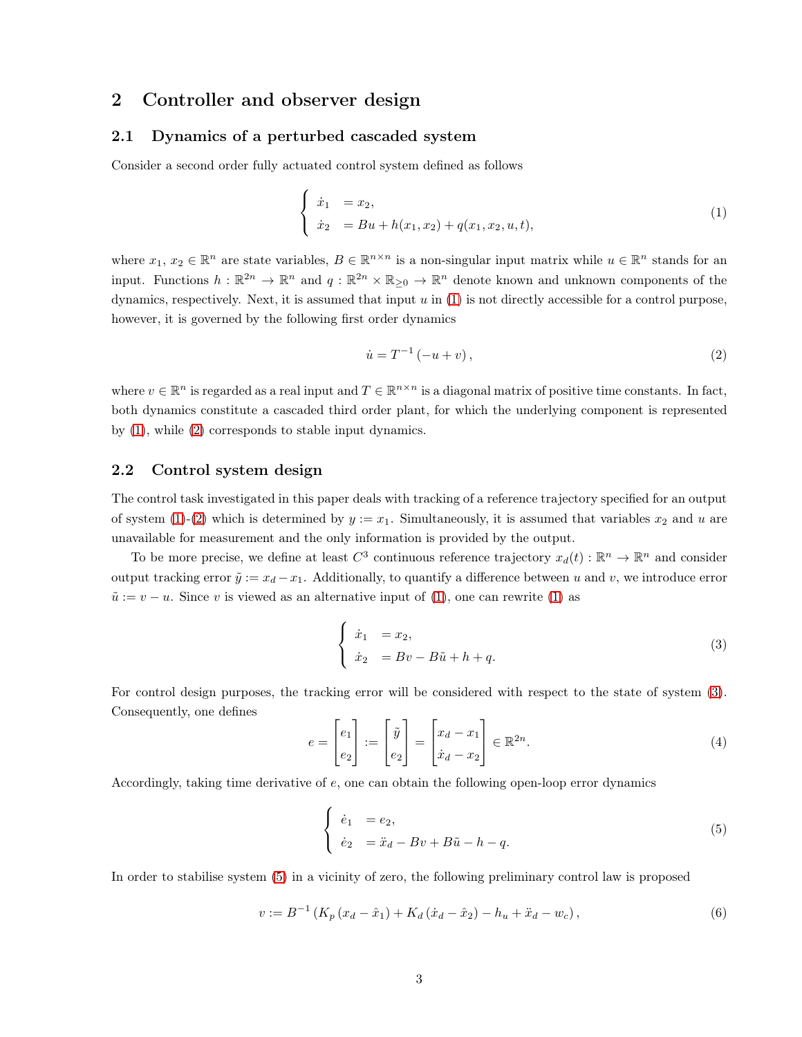## 2 Controller and observer design

### 2.1 Dynamics of a perturbed cascaded system

Consider a second order fully actuated control system defined as follows

$$
\begin{cases} \dot{x}_1 &= x_2, \\ \dot{x}_2 &= Bu + h(x_1, x_2) + q(x_1, x_2, u, t), \end{cases} \tag{1}
$$

where $x_1$, $x_2 \in \mathbb{R}^n$ are state variables, $B \in \mathbb{R}^{n \times n}$ is a non-singular input matrix while $u \in \mathbb{R}^n$ stands for an input. Functions $h : \mathbb{R}^{2n} \to \mathbb{R}^n$ and $q : \mathbb{R}^{2n} \times \mathbb{R}_{\geq 0} \to \mathbb{R}^n$ denote known and unknown components of the dynamics, respectively. Next, it is assumed that input $u$ in (1) is not directly accessible for a control purpose, however, it is governed by the following first order dynamics

$$
\dot{u} = T^{-1}\left(-u + v\right), \tag{2}
$$

where $v \in \mathbb{R}^n$ is regarded as a real input and $T \in \mathbb{R}^{n \times n}$ is a diagonal matrix of positive time constants. In fact, both dynamics constitute a cascaded third order plant, for which the underlying component is represented by (1), while (2) corresponds to stable input dynamics.

### 2.2 Control system design

The control task investigated in this paper deals with tracking of a reference trajectory specified for an output of system (1)-(2) which is determined by $y := x_1$. Simultaneously, it is assumed that variables $x_2$ and $u$ are unavailable for measurement and the only information is provided by the output.

To be more precise, we define at least $C^3$ continuous reference trajectory $x_d(t) : \mathbb{R}^n \to \mathbb{R}^n$ and consider output tracking error $\tilde{y} := x_d - x_1$. Additionally, to quantify a difference between $u$ and $v$, we introduce error $\tilde{u} := v - u$. Since $v$ is viewed as an alternative input of (1), one can rewrite (1) as

$$
\begin{cases} \dot{x}_1 &= x_2, \\ \dot{x}_2 &= Bv - B\tilde{u} + h + q. \end{cases} \tag{3}
$$

For control design purposes, the tracking error will be considered with respect to the state of system (3). Consequently, one defines

$$
e = \begin{bmatrix} e_1 \\ e_2 \end{bmatrix} := \begin{bmatrix} \tilde{y} \\ e_2 \end{bmatrix} = \begin{bmatrix} x_d - x_1 \\ \dot{x}_d - x_2 \end{bmatrix} \in \mathbb{R}^{2n}. \tag{4}
$$

Accordingly, taking time derivative of $e$, one can obtain the following open-loop error dynamics

$$
\begin{cases} \dot{e}_1 &= e_2, \\ \dot{e}_2 &= \ddot{x}_d - Bv + B\tilde{u} - h - q. \end{cases} \tag{5}
$$

In order to stabilise system (5) in a vicinity of zero, the following preliminary control law is proposed

$$
v := B^{-1}\left(K_p\left(x_d - \hat{x}_1\right) + K_d\left(\dot{x}_d - \hat{x}_2\right) - h_u + \ddot{x}_d - w_c\right), \tag{6}
$$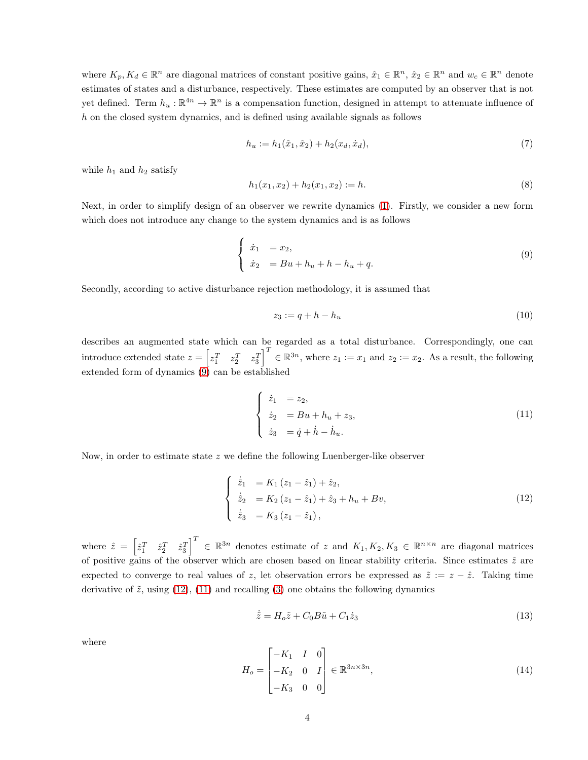where $K_p, K_d \in \mathbb{R}^n$ are diagonal matrices of constant positive gains, $\hat{x}_1 \in \mathbb{R}^n$, $\hat{x}_2 \in \mathbb{R}^n$ and $w_c \in \mathbb{R}^n$ denote estimates of states and a disturbance, respectively. These estimates are computed by an observer that is not yet defined. Term $h_u : \mathbb{R}^{4n} \to \mathbb{R}^n$ is a compensation function, designed in attempt to attenuate influence of $h$ on the closed system dynamics, and is defined using available signals as follows

$$h_u := h_1(\hat{x}_1, \hat{x}_2) + h_2(x_d, \dot{x}_d), \tag{7}$$

while $h_1$ and $h_2$ satisfy

$$h_1(x_1, x_2) + h_2(x_1, x_2) := h. \tag{8}$$

Next, in order to simplify design of an observer we rewrite dynamics (1). Firstly, we consider a new form which does not introduce any change to the system dynamics and is as follows

$$\begin{cases} \dot{x}_1 &= x_2, \\ \dot{x}_2 &= Bu + h_u + h - h_u + q. \end{cases} \tag{9}$$

Secondly, according to active disturbance rejection methodology, it is assumed that

$$z_3 := q + h - h_u \tag{10}$$

describes an augmented state which can be regarded as a total disturbance. Correspondingly, one can introduce extended state $z = \begin{bmatrix} z_1^T & z_2^T & z_3^T \end{bmatrix}^T \in \mathbb{R}^{3n}$, where $z_1 := x_1$ and $z_2 := x_2$. As a result, the following extended form of dynamics (9) can be established

$$\begin{cases} \dot{z}_1 &= z_2, \\ \dot{z}_2 &= Bu + h_u + z_3, \\ \dot{z}_3 &= \dot{q} + \dot{h} - \dot{h}_u. \end{cases} \tag{11}$$

Now, in order to estimate state $z$ we define the following Luenberger-like observer

$$\begin{cases} \dot{\hat{z}}_1 &= K_1 (z_1 - \hat{z}_1) + \hat{z}_2, \\ \dot{\hat{z}}_2 &= K_2 (z_1 - \hat{z}_1) + \hat{z}_3 + h_u + Bv, \\ \dot{\hat{z}}_3 &= K_3 (z_1 - \hat{z}_1), \end{cases} \tag{12}$$

where $\hat{z} = \begin{bmatrix} \hat{z}_1^T & \hat{z}_2^T & \hat{z}_3^T \end{bmatrix}^T \in \mathbb{R}^{3n}$ denotes estimate of $z$ and $K_1, K_2, K_3 \in \mathbb{R}^{n \times n}$ are diagonal matrices of positive gains of the observer which are chosen based on linear stability criteria. Since estimates $\hat{z}$ are expected to converge to real values of $z$, let observation errors be expressed as $\tilde{z} := z - \hat{z}$. Taking time derivative of $\tilde{z}$, using (12), (11) and recalling (3) one obtains the following dynamics

$$\dot{\tilde{z}} = H_o \tilde{z} + C_0 B \tilde{u} + C_1 \dot{z}_3 \tag{13}$$

where

$$H_o = \begin{bmatrix} -K_1 & I & 0 \\ -K_2 & 0 & I \\ -K_3 & 0 & 0 \end{bmatrix} \in \mathbb{R}^{3n \times 3n}, \tag{14}$$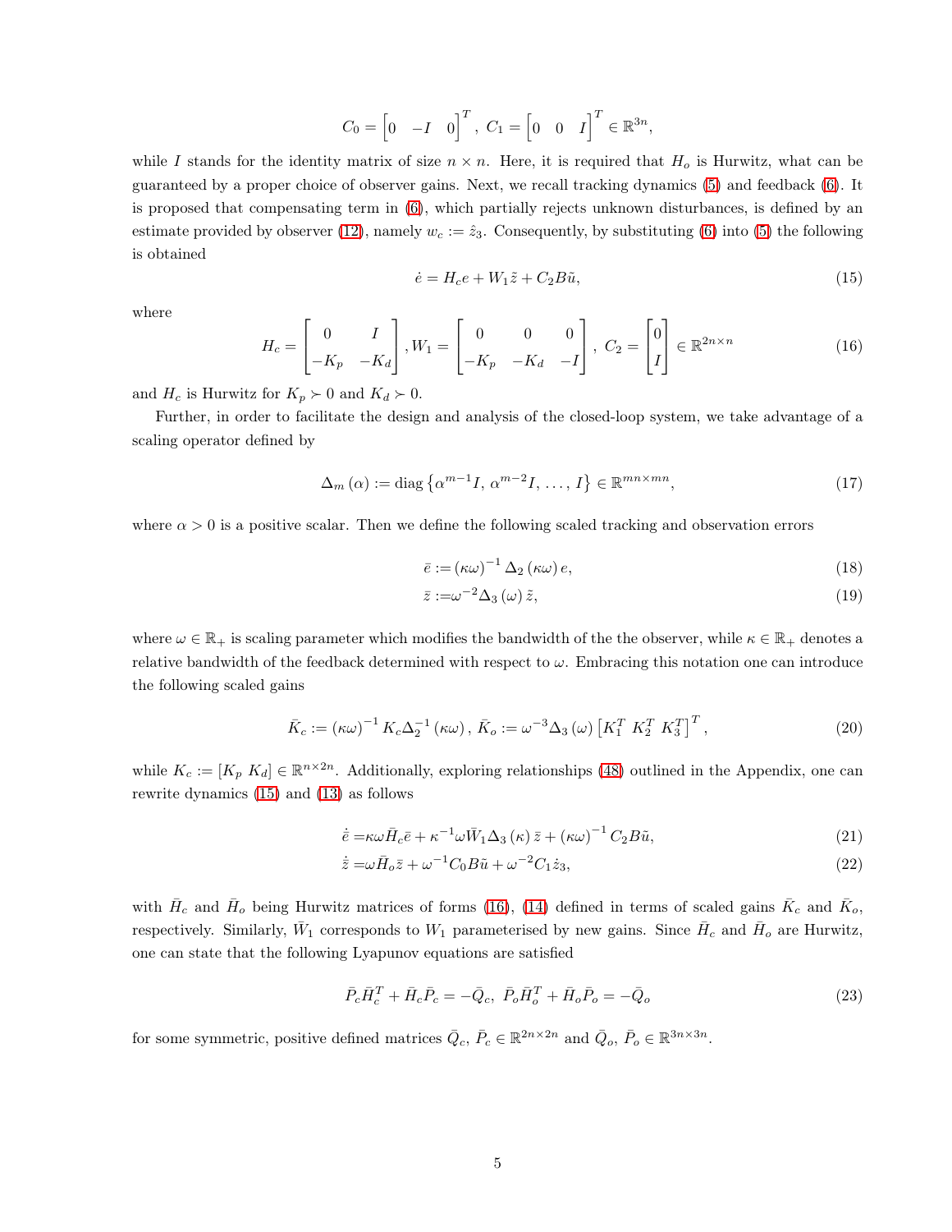$$C_0 = \begin{bmatrix} 0 & -I & 0 \end{bmatrix}^T, \; C_1 = \begin{bmatrix} 0 & 0 & I \end{bmatrix}^T \in \mathbb{R}^{3n},$$

while $I$ stands for the identity matrix of size $n \times n$. Here, it is required that $H_o$ is Hurwitz, what can be guaranteed by a proper choice of observer gains. Next, we recall tracking dynamics (5) and feedback (6). It is proposed that compensating term in (6), which partially rejects unknown disturbances, is defined by an estimate provided by observer (12), namely $w_c := \hat{z}_3$. Consequently, by substituting (6) into (5) the following is obtained

$$\dot{e} = H_c e + W_1 \tilde{z} + C_2 B \tilde{u}, \tag{15}$$

where

$$H_c = \begin{bmatrix} 0 & I \\ -K_p & -K_d \end{bmatrix}, W_1 = \begin{bmatrix} 0 & 0 & 0 \\ -K_p & -K_d & -I \end{bmatrix}, \; C_2 = \begin{bmatrix} 0 \\ I \end{bmatrix} \in \mathbb{R}^{2n \times n} \tag{16}$$

and $H_c$ is Hurwitz for $K_p \succ 0$ and $K_d \succ 0$.

Further, in order to facilitate the design and analysis of the closed-loop system, we take advantage of a scaling operator defined by

$$\Delta_m(\alpha) := \text{diag}\left\{\alpha^{m-1} I, \, \alpha^{m-2} I, \, \ldots, \, I\right\} \in \mathbb{R}^{mn \times mn}, \tag{17}$$

where $\alpha > 0$ is a positive scalar. Then we define the following scaled tracking and observation errors

$$\bar{e} := (\kappa\omega)^{-1} \Delta_2(\kappa\omega) \, e, \tag{18}$$

$$\bar{z} := \omega^{-2} \Delta_3(\omega) \, \tilde{z}, \tag{19}$$

where $\omega \in \mathbb{R}_+$ is scaling parameter which modifies the bandwidth of the the observer, while $\kappa \in \mathbb{R}_+$ denotes a relative bandwidth of the feedback determined with respect to $\omega$. Embracing this notation one can introduce the following scaled gains

$$\bar{K}_c := (\kappa\omega)^{-1} K_c \Delta_2^{-1}(\kappa\omega), \; \bar{K}_o := \omega^{-3} \Delta_3(\omega) \begin{bmatrix} K_1^T \; K_2^T \; K_3^T \end{bmatrix}^T, \tag{20}$$

while $K_c := [K_p \; K_d] \in \mathbb{R}^{n \times 2n}$. Additionally, exploring relationships (48) outlined in the Appendix, one can rewrite dynamics (15) and (13) as follows

$$\dot{\bar{e}} = \kappa\omega \bar{H}_c \bar{e} + \kappa^{-1} \omega \bar{W}_1 \Delta_3(\kappa) \, \bar{z} + (\kappa\omega)^{-1} C_2 B \tilde{u}, \tag{21}$$

$$\dot{\bar{z}} = \omega \bar{H}_o \bar{z} + \omega^{-1} C_0 B \tilde{u} + \omega^{-2} C_1 \dot{z}_3, \tag{22}$$

with $\bar{H}_c$ and $\bar{H}_o$ being Hurwitz matrices of forms (16), (14) defined in terms of scaled gains $\bar{K}_c$ and $\bar{K}_o$, respectively. Similarly, $\bar{W}_1$ corresponds to $W_1$ parameterised by new gains. Since $\bar{H}_c$ and $\bar{H}_o$ are Hurwitz, one can state that the following Lyapunov equations are satisfied

$$\bar{P}_c \bar{H}_c^T + \bar{H}_c \bar{P}_c = -\bar{Q}_c, \; \bar{P}_o \bar{H}_o^T + \bar{H}_o \bar{P}_o = -\bar{Q}_o \tag{23}$$

for some symmetric, positive defined matrices $\bar{Q}_c$, $\bar{P}_c \in \mathbb{R}^{2n \times 2n}$ and $\bar{Q}_o$, $\bar{P}_o \in \mathbb{R}^{3n \times 3n}$.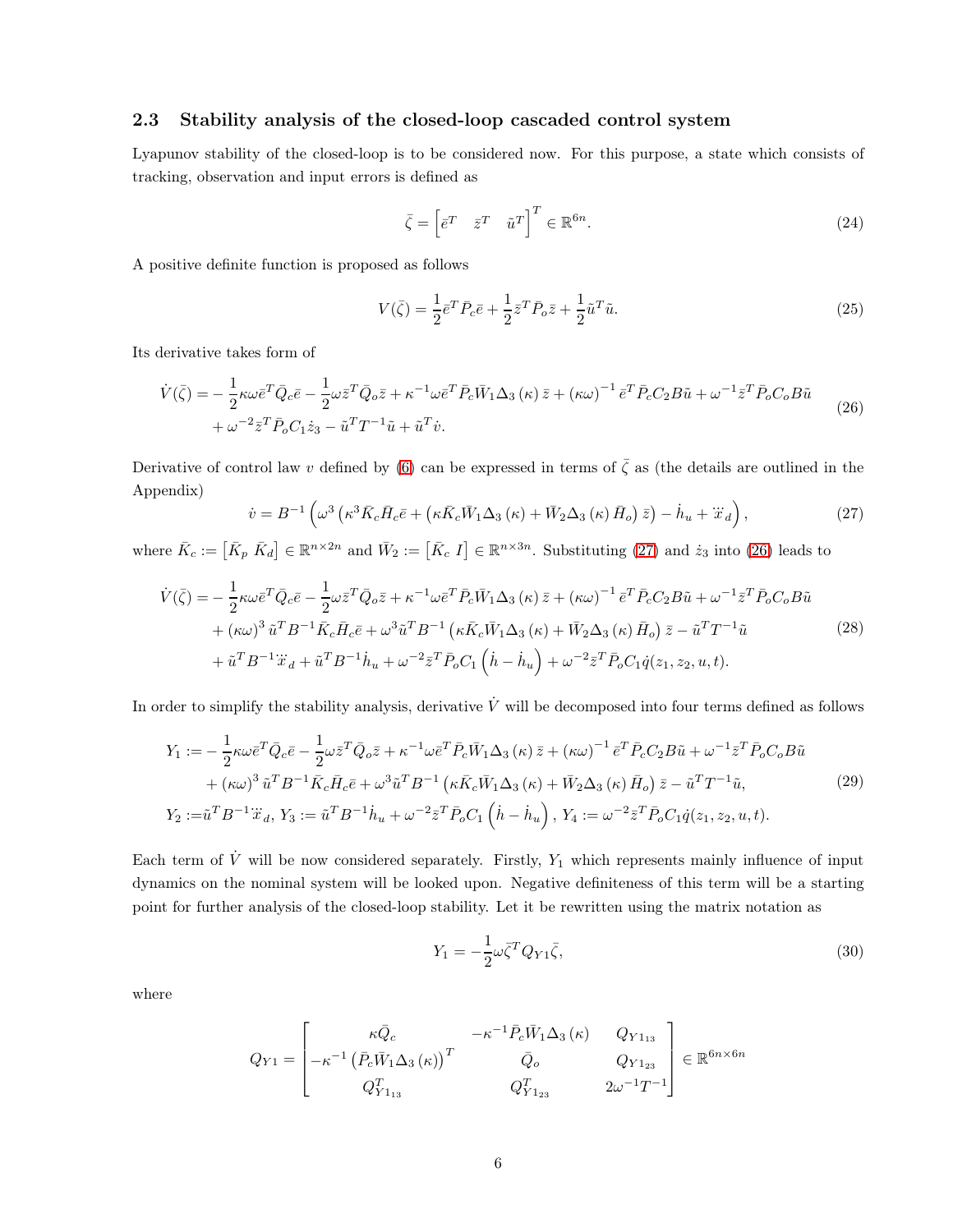### 2.3 Stability analysis of the closed-loop cascaded control system

Lyapunov stability of the closed-loop is to be considered now. For this purpose, a state which consists of tracking, observation and input errors is defined as

$$\bar{\zeta} = \begin{bmatrix} \bar{e}^T & \bar{z}^T & \tilde{u}^T \end{bmatrix}^T \in \mathbb{R}^{6n}. \tag{24}$$

A positive definite function is proposed as follows

$$V(\bar{\zeta}) = \frac{1}{2}\bar{e}^T \bar{P}_c \bar{e} + \frac{1}{2}\bar{z}^T \bar{P}_o \bar{z} + \frac{1}{2}\tilde{u}^T \tilde{u}. \tag{25}$$

Its derivative takes form of

$$\begin{aligned}
\dot{V}(\bar{\zeta}) =& -\frac{1}{2}\kappa\omega\bar{e}^T \bar{Q}_c \bar{e} - \frac{1}{2}\omega\bar{z}^T \bar{Q}_o \bar{z} + \kappa^{-1}\omega\bar{e}^T \bar{P}_c \bar{W}_1 \Delta_3(\kappa)\bar{z} + (\kappa\omega)^{-1}\bar{e}^T \bar{P}_c C_2 B\tilde{u} + \omega^{-1}\bar{z}^T \bar{P}_o C_o B\tilde{u} \\
&+ \omega^{-2}\bar{z}^T \bar{P}_o C_1 \dot{z}_3 - \tilde{u}^T T^{-1}\tilde{u} + \tilde{u}^T \dot{v}.
\end{aligned} \tag{26}$$

Derivative of control law $v$ defined by (6) can be expressed in terms of $\bar{\zeta}$ as (the details are outlined in the Appendix)

$$\dot{v} = B^{-1}\left(\omega^3\left(\kappa^3 \bar{K}_c \bar{H}_c \bar{e} + \left(\kappa \bar{K}_c \bar{W}_1 \Delta_3(\kappa) + \bar{W}_2 \Delta_3(\kappa)\bar{H}_o\right)\bar{z}\right) - \dot{h}_u + \dddot{x}_d\right), \tag{27}$$

where $\bar{K}_c := \begin{bmatrix}\bar{K}_p \ \bar{K}_d\end{bmatrix} \in \mathbb{R}^{n\times 2n}$ and $\bar{W}_2 := \begin{bmatrix}\bar{K}_c \ I\end{bmatrix} \in \mathbb{R}^{n\times 3n}$. Substituting (27) and $\dot{z}_3$ into (26) leads to

$$\begin{aligned}
\dot{V}(\bar{\zeta}) =& -\frac{1}{2}\kappa\omega\bar{e}^T \bar{Q}_c \bar{e} - \frac{1}{2}\omega\bar{z}^T \bar{Q}_o \bar{z} + \kappa^{-1}\omega\bar{e}^T \bar{P}_c \bar{W}_1 \Delta_3(\kappa)\bar{z} + (\kappa\omega)^{-1}\bar{e}^T \bar{P}_c C_2 B\tilde{u} + \omega^{-1}\bar{z}^T \bar{P}_o C_o B\tilde{u} \\
&+ (\kappa\omega)^3\tilde{u}^T B^{-1}\bar{K}_c \bar{H}_c \bar{e} + \omega^3\tilde{u}^T B^{-1}\left(\kappa \bar{K}_c \bar{W}_1 \Delta_3(\kappa) + \bar{W}_2 \Delta_3(\kappa)\bar{H}_o\right)\bar{z} - \tilde{u}^T T^{-1}\tilde{u} \\
&+ \tilde{u}^T B^{-1}\dddot{x}_d + \tilde{u}^T B^{-1}\dot{h}_u + \omega^{-2}\bar{z}^T \bar{P}_o C_1\left(\dot{h} - \dot{h}_u\right) + \omega^{-2}\bar{z}^T \bar{P}_o C_1 \dot{q}(z_1, z_2, u, t).
\end{aligned} \tag{28}$$

In order to simplify the stability analysis, derivative $\dot{V}$ will be decomposed into four terms defined as follows

$$\begin{aligned}
Y_1 :=& -\frac{1}{2}\kappa\omega\bar{e}^T \bar{Q}_c \bar{e} - \frac{1}{2}\omega\bar{z}^T \bar{Q}_o \bar{z} + \kappa^{-1}\omega\bar{e}^T \bar{P}_c \bar{W}_1 \Delta_3(\kappa)\bar{z} + (\kappa\omega)^{-1}\bar{e}^T \bar{P}_c C_2 B\tilde{u} + \omega^{-1}\bar{z}^T \bar{P}_o C_o B\tilde{u} \\
&+ (\kappa\omega)^3\tilde{u}^T B^{-1}\bar{K}_c \bar{H}_c \bar{e} + \omega^3\tilde{u}^T B^{-1}\left(\kappa \bar{K}_c \bar{W}_1 \Delta_3(\kappa) + \bar{W}_2 \Delta_3(\kappa)\bar{H}_o\right)\bar{z} - \tilde{u}^T T^{-1}\tilde{u}, \\
Y_2 :=& \tilde{u}^T B^{-1}\dddot{x}_d,\ Y_3 := \tilde{u}^T B^{-1}\dot{h}_u + \omega^{-2}\bar{z}^T \bar{P}_o C_1\left(\dot{h} - \dot{h}_u\right),\ Y_4 := \omega^{-2}\bar{z}^T \bar{P}_o C_1 \dot{q}(z_1, z_2, u, t).
\end{aligned} \tag{29}$$

Each term of $\dot{V}$ will be now considered separately. Firstly, $Y_1$ which represents mainly influence of input dynamics on the nominal system will be looked upon. Negative definiteness of this term will be a starting point for further analysis of the closed-loop stability. Let it be rewritten using the matrix notation as

$$Y_1 = -\frac{1}{2}\omega\bar{\zeta}^T Q_{Y1}\bar{\zeta}, \tag{30}$$

where

$$Q_{Y1} = \begin{bmatrix} \kappa\bar{Q}_c & -\kappa^{-1}\bar{P}_c \bar{W}_1 \Delta_3(\kappa) & Q_{Y1_{13}} \\ -\kappa^{-1}\left(\bar{P}_c \bar{W}_1 \Delta_3(\kappa)\right)^T & \bar{Q}_o & Q_{Y1_{23}} \\ Q_{Y1_{13}}^T & Q_{Y1_{23}}^T & 2\omega^{-1}T^{-1} \end{bmatrix} \in \mathbb{R}^{6n\times 6n}$$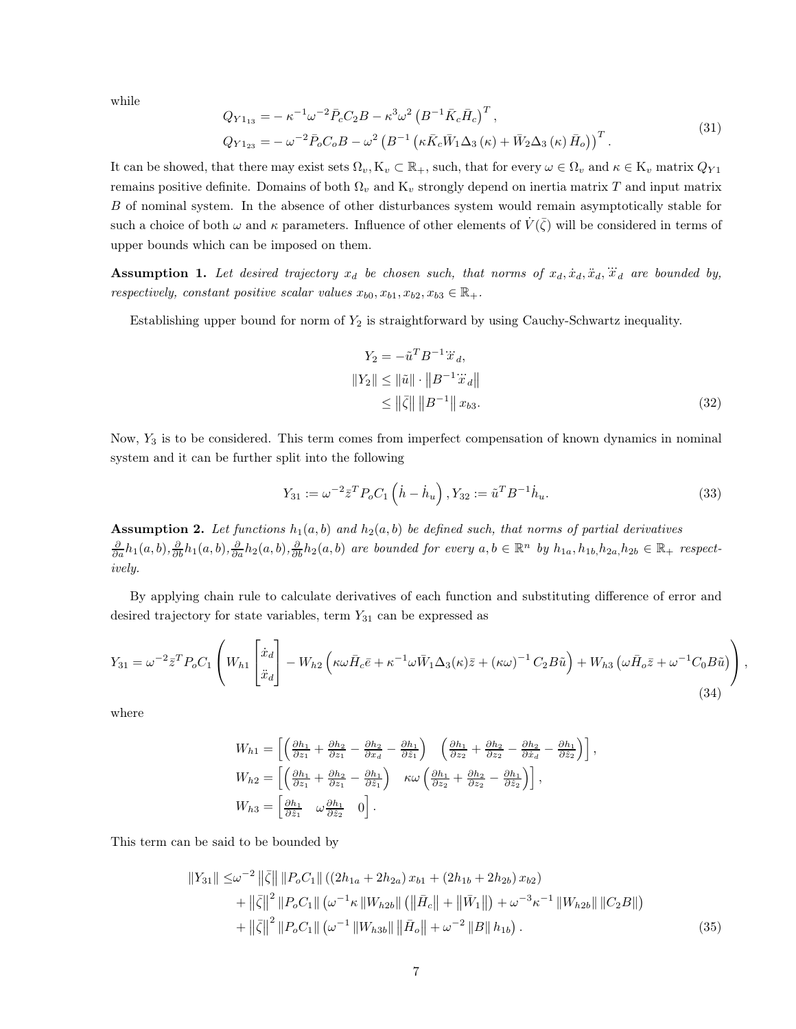while

$$
\begin{aligned}
Q_{Y1_{13}} &= -\kappa^{-1}\omega^{-2}\bar{P}_c C_2 B - \kappa^3\omega^2\left(B^{-1}\bar{K}_c\bar{H}_c\right)^T, \\
Q_{Y1_{23}} &= -\omega^{-2}\bar{P}_o C_o B - \omega^2\left(B^{-1}\left(\kappa\bar{K}_c\bar{W}_1\Delta_3(\kappa) + \bar{W}_2\Delta_3(\kappa)\bar{H}_o\right)\right)^T.
\end{aligned}
\tag{31}
$$

It can be showed, that there may exist sets $\Omega_v, \mathrm{K}_v \subset \mathbb{R}_+$, such, that for every $\omega \in \Omega_v$ and $\kappa \in \mathrm{K}_v$ matrix $Q_{Y1}$ remains positive definite. Domains of both $\Omega_v$ and $\mathrm{K}_v$ strongly depend on inertia matrix $T$ and input matrix $B$ of nominal system. In the absence of other disturbances system would remain asymptotically stable for such a choice of both $\omega$ and $\kappa$ parameters. Influence of other elements of $\dot{V}(\bar{\zeta})$ will be considered in terms of upper bounds which can be imposed on them.

**Assumption 1.** *Let desired trajectory $x_d$ be chosen such, that norms of $x_d, \dot{x}_d, \ddot{x}_d, \dddot{x}_d$ are bounded by, respectively, constant positive scalar values $x_{b0}, x_{b1}, x_{b2}, x_{b3} \in \mathbb{R}_+$.*

Establishing upper bound for norm of $Y_2$ is straightforward by using Cauchy-Schwartz inequality.

$$
\begin{aligned}
Y_2 &= -\tilde{u}^T B^{-1}\dddot{x}_d, \\
\|Y_2\| &\leq \|\tilde{u}\| \cdot \left\|B^{-1}\dddot{x}_d\right\| \\
&\leq \left\|\bar{\zeta}\right\| \left\|B^{-1}\right\| x_{b3}.
\end{aligned}
\tag{32}
$$

Now, $Y_3$ is to be considered. This term comes from imperfect compensation of known dynamics in nominal system and it can be further split into the following

$$
Y_{31} := \omega^{-2}\bar{z}^T P_o C_1\left(\dot{h} - \dot{h}_u\right), Y_{32} := \tilde{u}^T B^{-1}\dot{h}_u. \tag{33}
$$

**Assumption 2.** *Let functions $h_1(a,b)$ and $h_2(a,b)$ be defined such, that norms of partial derivatives $\frac{\partial}{\partial a}h_1(a,b), \frac{\partial}{\partial b}h_1(a,b), \frac{\partial}{\partial a}h_2(a,b), \frac{\partial}{\partial b}h_2(a,b)$ are bounded for every $a, b \in \mathbb{R}^n$ by $h_{1a}, h_{1b}, h_{2a}, h_{2b} \in \mathbb{R}_+$ respectively.*

By applying chain rule to calculate derivatives of each function and substituting difference of error and desired trajectory for state variables, term $Y_{31}$ can be expressed as

$$
Y_{31} = \omega^{-2}\bar{z}^T P_o C_1\left(W_{h1}\begin{bmatrix}\dot{x}_d \\ \ddot{x}_d\end{bmatrix} - W_{h2}\left(\kappa\omega\bar{H}_c\bar{e} + \kappa^{-1}\omega\bar{W}_1\Delta_3(\kappa)\bar{z} + (\kappa\omega)^{-1}C_2 B\tilde{u}\right) + W_{h3}\left(\omega\bar{H}_o\bar{z} + \omega^{-1}C_0 B\tilde{u}\right)\right), \tag{34}
$$

where

$$
\begin{aligned}
W_{h1} &= \begin{bmatrix}\left(\frac{\partial h_1}{\partial z_1} + \frac{\partial h_2}{\partial z_1} - \frac{\partial h_2}{\partial x_d} - \frac{\partial h_1}{\partial \hat{z}_1}\right) & \left(\frac{\partial h_1}{\partial z_2} + \frac{\partial h_2}{\partial z_2} - \frac{\partial h_2}{\partial \dot{x}_d} - \frac{\partial h_1}{\partial \hat{z}_2}\right)\end{bmatrix}, \\
W_{h2} &= \begin{bmatrix}\left(\frac{\partial h_1}{\partial z_1} + \frac{\partial h_2}{\partial z_1} - \frac{\partial h_1}{\partial \hat{z}_1}\right) & \kappa\omega\left(\frac{\partial h_1}{\partial z_2} + \frac{\partial h_2}{\partial z_2} - \frac{\partial h_1}{\partial \hat{z}_2}\right)\end{bmatrix}, \\
W_{h3} &= \begin{bmatrix}\frac{\partial h_1}{\partial \hat{z}_1} & \omega\frac{\partial h_1}{\partial \hat{z}_2} & 0\end{bmatrix}.
\end{aligned}
$$

This term can be said to be bounded by

$$
\begin{aligned}
\|Y_{31}\| \leq &\,\omega^{-2}\left\|\bar{\zeta}\right\|\|P_o C_1\|\left(\left(2h_{1a} + 2h_{2a}\right)x_{b1} + \left(2h_{1b} + 2h_{2b}\right)x_{b2}\right) \\
&+ \left\|\bar{\zeta}\right\|^2\|P_o C_1\|\left(\omega^{-1}\kappa\|W_{h2b}\|\left(\left\|\bar{H}_c\right\| + \left\|\bar{W}_1\right\|\right) + \omega^{-3}\kappa^{-1}\|W_{h2b}\|\|C_2 B\|\right) \\
&+ \left\|\bar{\zeta}\right\|^2\|P_o C_1\|\left(\omega^{-1}\|W_{h3b}\|\left\|\bar{H}_o\right\| + \omega^{-2}\|B\|h_{1b}\right).
\end{aligned}
\tag{35}
$$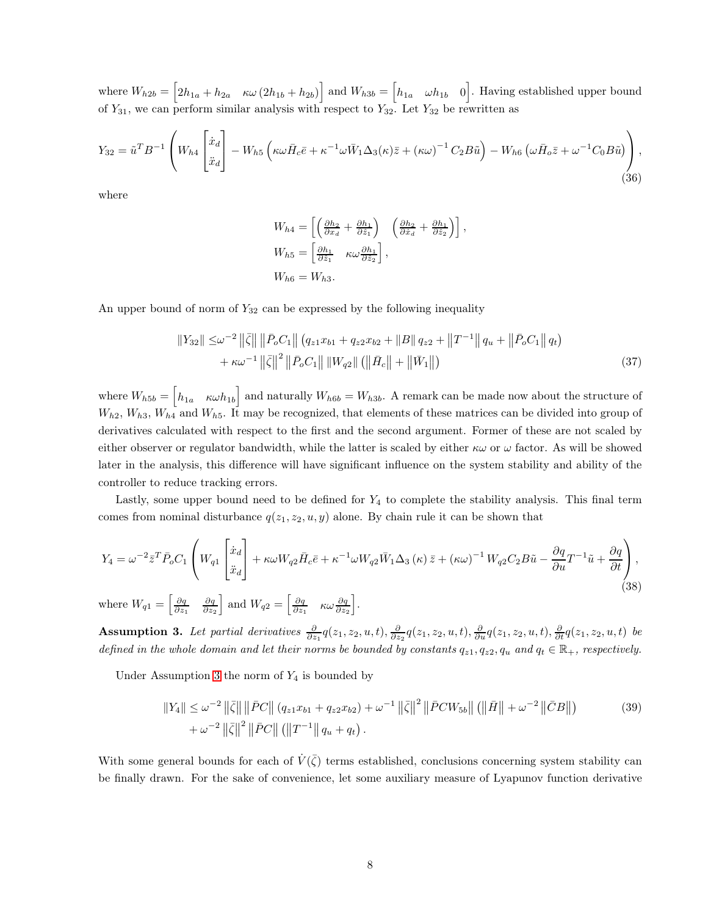where $W_{h2b} = \begin{bmatrix} 2h_{1a} + h_{2a} & \kappa\omega\left(2h_{1b} + h_{2b}\right) \end{bmatrix}$ and $W_{h3b} = \begin{bmatrix} h_{1a} & \omega h_{1b} & 0 \end{bmatrix}$. Having established upper bound of $Y_{31}$, we can perform similar analysis with respect to $Y_{32}$. Let $Y_{32}$ be rewritten as

$$
Y_{32} = \tilde{u}^T B^{-1} \left( W_{h4} \begin{bmatrix} \dot{x}_d \\ \ddot{x}_d \end{bmatrix} - W_{h5}\left(\kappa\omega \bar{H}_c \bar{e} + \kappa^{-1}\omega \bar{W}_1 \Delta_3(\kappa)\bar{z} + (\kappa\omega)^{-1} C_2 B\tilde{u}\right) - W_{h6}\left(\omega \bar{H}_o \bar{z} + \omega^{-1} C_0 B\tilde{u}\right) \right), \tag{36}
$$

where

$$
\begin{aligned}
W_{h4} &= \begin{bmatrix} \left(\frac{\partial h_2}{\partial x_d} + \frac{\partial h_1}{\partial \hat{z}_1}\right) & \left(\frac{\partial h_2}{\partial \dot{x}_d} + \frac{\partial h_1}{\partial \hat{z}_2}\right) \end{bmatrix}, \\
W_{h5} &= \begin{bmatrix} \frac{\partial h_1}{\partial \bar{z}_1} & \kappa\omega \frac{\partial h_1}{\partial \bar{z}_2} \end{bmatrix}, \\
W_{h6} &= W_{h3}.
\end{aligned}
$$

An upper bound of norm of $Y_{32}$ can be expressed by the following inequality

$$
\begin{aligned}
\|Y_{32}\| \leq & \omega^{-2}\left\|\bar{\zeta}\right\|\left\|\bar{P}_o C_1\right\|\left(q_{z1}x_{b1} + q_{z2}x_{b2} + \|B\|\, q_{z2} + \left\|T^{-1}\right\| q_u + \left\|\bar{P}_o C_1\right\| q_t\right) \\
& + \kappa\omega^{-1}\left\|\bar{\zeta}\right\|^2\left\|\bar{P}_o C_1\right\|\left\|W_{q2}\right\|\left(\left\|\bar{H}_c\right\| + \left\|\bar{W}_1\right\|\right)
\end{aligned} \tag{37}
$$

where $W_{h5b} = \begin{bmatrix} h_{1a} & \kappa\omega h_{1b} \end{bmatrix}$ and naturally $W_{h6b} = W_{h3b}$. A remark can be made now about the structure of $W_{h2}$, $W_{h3}$, $W_{h4}$ and $W_{h5}$. It may be recognized, that elements of these matrices can be divided into group of derivatives calculated with respect to the first and the second argument. Former of these are not scaled by either observer or regulator bandwidth, while the latter is scaled by either $\kappa\omega$ or $\omega$ factor. As will be showed later in the analysis, this difference will have significant influence on the system stability and ability of the controller to reduce tracking errors.

Lastly, some upper bound need to be defined for $Y_4$ to complete the stability analysis. This final term comes from nominal disturbance $q(z_1, z_2, u, y)$ alone. By chain rule it can be shown that

$$
Y_4 = \omega^{-2}\bar{z}^T \bar{P}_o C_1 \left( W_{q1}\begin{bmatrix} \dot{x}_d \\ \ddot{x}_d \end{bmatrix} + \kappa\omega W_{q2}\bar{H}_c\bar{e} + \kappa^{-1}\omega W_{q2}\bar{W}_1\Delta_3\left(\kappa\right)\bar{z} + (\kappa\omega)^{-1} W_{q2} C_2 B\tilde{u} - \frac{\partial q}{\partial u}T^{-1}\tilde{u} + \frac{\partial q}{\partial t} \right), \tag{38}
$$

where $W_{q1} = \begin{bmatrix} \frac{\partial q}{\partial z_1} & \frac{\partial q}{\partial z_2} \end{bmatrix}$ and $W_{q2} = \begin{bmatrix} \frac{\partial q}{\partial z_1} & \kappa\omega \frac{\partial q}{\partial z_2} \end{bmatrix}$.

**Assumption 3.** *Let partial derivatives $\frac{\partial}{\partial z_1}q(z_1, z_2, u, t)$, $\frac{\partial}{\partial z_2}q(z_1, z_2, u, t)$, $\frac{\partial}{\partial u}q(z_1, z_2, u, t)$, $\frac{\partial}{\partial t}q(z_1, z_2, u, t)$ be defined in the whole domain and let their norms be bounded by constants $q_{z1}, q_{z2}, q_u$ and $q_t \in \mathbb{R}_+$, respectively.*

Under Assumption 3 the norm of $Y_4$ is bounded by

$$
\begin{aligned}
\|Y_4\| \leq & \ \omega^{-2}\left\|\bar{\zeta}\right\|\left\|\bar{P}C\right\|\left(q_{z1}x_{b1} + q_{z2}x_{b2}\right) + \omega^{-1}\left\|\bar{\zeta}\right\|^2\left\|\bar{P}CW_{5b}\right\|\left(\left\|\bar{H}\right\| + \omega^{-2}\left\|\bar{C}B\right\|\right) \\
& + \omega^{-2}\left\|\bar{\zeta}\right\|^2\left\|\bar{P}C\right\|\left(\left\|T^{-1}\right\| q_u + q_t\right).
\end{aligned} \tag{39}
$$

With some general bounds for each of $\dot{V}(\bar{\zeta})$ terms established, conclusions concerning system stability can be finally drawn. For the sake of convenience, let some auxiliary measure of Lyapunov function derivative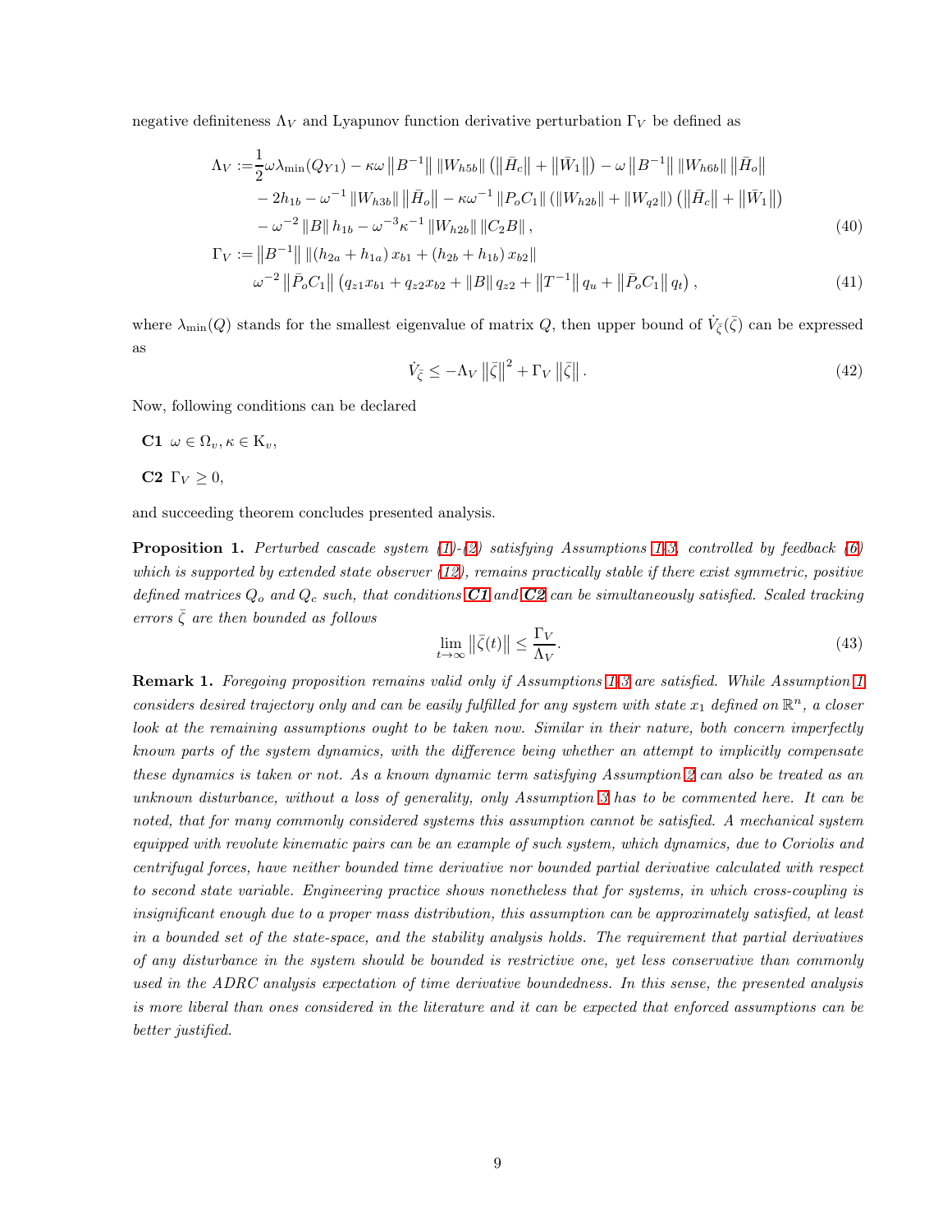negative definiteness $\Lambda_V$ and Lyapunov function derivative perturbation $\Gamma_V$ be defined as

$$
\begin{aligned}
\Lambda_V :=& \frac{1}{2}\omega\lambda_{\min}(Q_{Y1}) - \kappa\omega \left\|B^{-1}\right\| \|W_{h5b}\| \left(\left\|\bar{H}_c\right\| + \left\|\bar{W}_1\right\|\right) - \omega \left\|B^{-1}\right\| \|W_{h6b}\| \left\|\bar{H}_o\right\| \\
& - 2h_{1b} - \omega^{-1} \|W_{h3b}\| \left\|\bar{H}_o\right\| - \kappa\omega^{-1} \|P_o C_1\| \left(\|W_{h2b}\| + \|W_{q2}\|\right) \left(\left\|\bar{H}_c\right\| + \left\|\bar{W}_1\right\|\right) \\
& - \omega^{-2} \|B\| h_{1b} - \omega^{-3}\kappa^{-1} \|W_{h2b}\| \|C_2 B\|, \qquad (40) \\
\Gamma_V :=& \left\|B^{-1}\right\| \left\|\left(h_{2a} + h_{1a}\right) x_{b1} + \left(h_{2b} + h_{1b}\right) x_{b2}\right\| \\
& \omega^{-2} \left\|\bar{P}_o C_1\right\| \left(q_{z1} x_{b1} + q_{z2} x_{b2} + \|B\| q_{z2} + \left\|T^{-1}\right\| q_u + \left\|\bar{P}_o C_1\right\| q_t\right), \qquad (41)
\end{aligned}
$$

where $\lambda_{\min}(Q)$ stands for the smallest eigenvalue of matrix $Q$, then upper bound of $\dot{V}_{\bar{\zeta}}(\bar{\zeta})$ can be expressed as

$$
\dot{V}_{\bar{\zeta}} \leq -\Lambda_V \left\|\bar{\zeta}\right\|^2 + \Gamma_V \left\|\bar{\zeta}\right\|. \qquad (42)
$$

Now, following conditions can be declared

**C1** $\omega \in \Omega_v, \kappa \in \mathrm{K}_v$,

**C2** $\Gamma_V \geq 0$,

and succeeding theorem concludes presented analysis.

**Proposition 1.** *Perturbed cascade system (1)-(2) satisfying Assumptions 1-3, controlled by feedback (6) which is supported by extended state observer (12), remains practically stable if there exist symmetric, positive defined matrices $Q_o$ and $Q_c$ such, that conditions **C1** and **C2** can be simultaneously satisfied. Scaled tracking errors $\bar{\zeta}$ are then bounded as follows*

$$
\lim_{t\to\infty} \left\|\bar{\zeta}(t)\right\| \leq \frac{\Gamma_V}{\Lambda_V}. \qquad (43)
$$

**Remark 1.** *Foregoing proposition remains valid only if Assumptions 1-3 are satisfied. While Assumption 1 considers desired trajectory only and can be easily fulfilled for any system with state $x_1$ defined on $\mathbb{R}^n$, a closer look at the remaining assumptions ought to be taken now. Similar in their nature, both concern imperfectly known parts of the system dynamics, with the difference being whether an attempt to implicitly compensate these dynamics is taken or not. As a known dynamic term satisfying Assumption 2 can also be treated as an unknown disturbance, without a loss of generality, only Assumption 3 has to be commented here. It can be noted, that for many commonly considered systems this assumption cannot be satisfied. A mechanical system equipped with revolute kinematic pairs can be an example of such system, which dynamics, due to Coriolis and centrifugal forces, have neither bounded time derivative nor bounded partial derivative calculated with respect to second state variable. Engineering practice shows nonetheless that for systems, in which cross-coupling is insignificant enough due to a proper mass distribution, this assumption can be approximately satisfied, at least in a bounded set of the state-space, and the stability analysis holds. The requirement that partial derivatives of any disturbance in the system should be bounded is restrictive one, yet less conservative than commonly used in the ADRC analysis expectation of time derivative boundedness. In this sense, the presented analysis is more liberal than ones considered in the literature and it can be expected that enforced assumptions can be better justified.*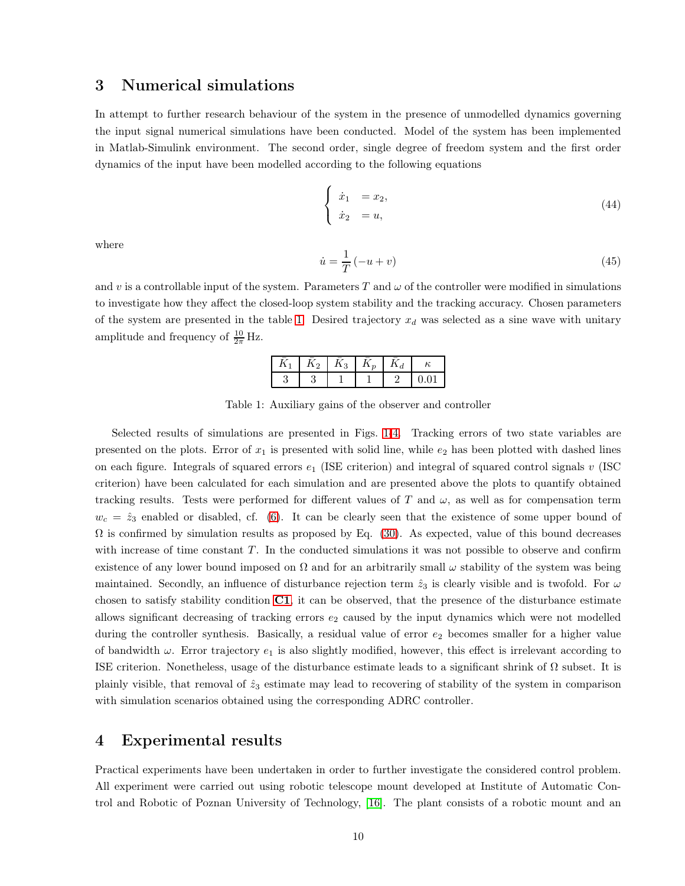## 3 Numerical simulations

In attempt to further research behaviour of the system in the presence of unmodelled dynamics governing the input signal numerical simulations have been conducted. Model of the system has been implemented in Matlab-Simulink environment. The second order, single degree of freedom system and the first order dynamics of the input have been modelled according to the following equations

$$\begin{cases} \dot{x}_1 &= x_2, \\ \dot{x}_2 &= u, \end{cases} \tag{44}$$

where

$$\dot{u} = \frac{1}{T}(-u + v) \tag{45}$$

and $v$ is a controllable input of the system. Parameters $T$ and $\omega$ of the controller were modified in simulations to investigate how they affect the closed-loop system stability and the tracking accuracy. Chosen parameters of the system are presented in the table 1. Desired trajectory $x_d$ was selected as a sine wave with unitary amplitude and frequency of $\frac{10}{2\pi}$ Hz.

| $\bar{K}_1$ | $\bar{K}_2$ | $\bar{K}_3$ | $\bar{K}_p$ | $\bar{K}_d$ | $\kappa$ |
|---|---|---|---|---|---|
| 3 | 3 | 1 | 1 | 2 | 0.01 |

Table 1: Auxiliary gains of the observer and controller

Selected results of simulations are presented in Figs. 1-4. Tracking errors of two state variables are presented on the plots. Error of $x_1$ is presented with solid line, while $e_2$ has been plotted with dashed lines on each figure. Integrals of squared errors $e_1$ (ISE criterion) and integral of squared control signals $v$ (ISC criterion) have been calculated for each simulation and are presented above the plots to quantify obtained tracking results. Tests were performed for different values of $T$ and $\omega$, as well as for compensation term $w_c = \hat{z}_3$ enabled or disabled, cf. (6). It can be clearly seen that the existence of some upper bound of $\Omega$ is confirmed by simulation results as proposed by Eq. (30). As expected, value of this bound decreases with increase of time constant $T$. In the conducted simulations it was not possible to observe and confirm existence of any lower bound imposed on $\Omega$ and for an arbitrarily small $\omega$ stability of the system was being maintained. Secondly, an influence of disturbance rejection term $\hat{z}_3$ is clearly visible and is twofold. For $\omega$ chosen to satisfy stability condition **C1**, it can be observed, that the presence of the disturbance estimate allows significant decreasing of tracking errors $e_2$ caused by the input dynamics which were not modelled during the controller synthesis. Basically, a residual value of error $e_2$ becomes smaller for a higher value of bandwidth $\omega$. Error trajectory $e_1$ is also slightly modified, however, this effect is irrelevant according to ISE criterion. Nonetheless, usage of the disturbance estimate leads to a significant shrink of $\Omega$ subset. It is plainly visible, that removal of $\hat{z}_3$ estimate may lead to recovering of stability of the system in comparison with simulation scenarios obtained using the corresponding ADRC controller.

## 4 Experimental results

Practical experiments have been undertaken in order to further investigate the considered control problem. All experiment were carried out using robotic telescope mount developed at Institute of Automatic Control and Robotic of Poznan University of Technology, [16]. The plant consists of a robotic mount and an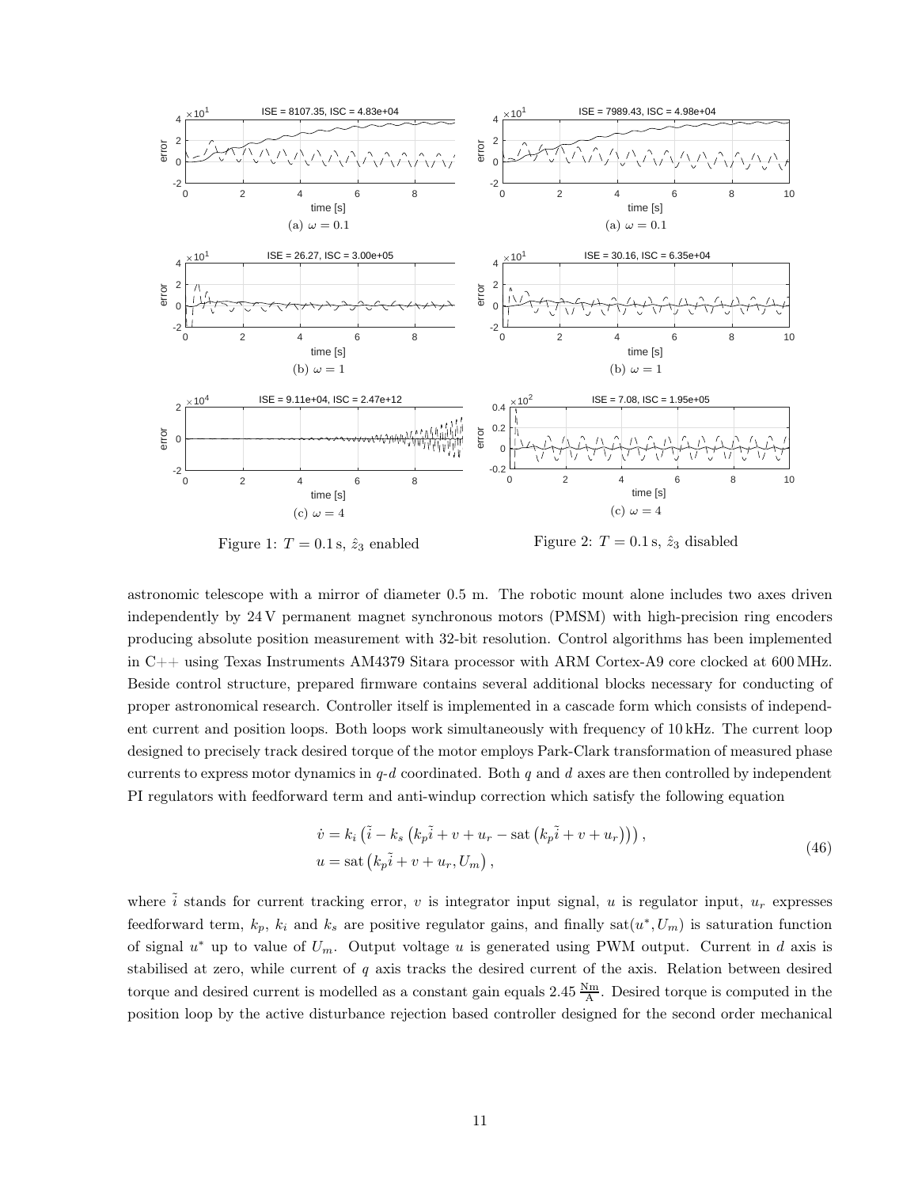(a) $\omega = 0.1$

(b) $\omega = 1$

(c) $\omega = 4$

Figure 1: $T = 0.1\,\mathrm{s}$, $\hat{z}_3$ enabled

(a) $\omega = 0.1$

(b) $\omega = 1$

(c) $\omega = 4$

Figure 2: $T = 0.1\,\mathrm{s}$, $\hat{z}_3$ disabled

astronomic telescope with a mirror of diameter 0.5 m. The robotic mount alone includes two axes driven independently by 24 V permanent magnet synchronous motors (PMSM) with high-precision ring encoders producing absolute position measurement with 32-bit resolution. Control algorithms has been implemented in C++ using Texas Instruments AM4379 Sitara processor with ARM Cortex-A9 core clocked at 600 MHz. Beside control structure, prepared firmware contains several additional blocks necessary for conducting of proper astronomical research. Controller itself is implemented in a cascade form which consists of independent current and position loops. Both loops work simultaneously with frequency of 10 kHz. The current loop designed to precisely track desired torque of the motor employs Park-Clark transformation of measured phase currents to express motor dynamics in $q$-$d$ coordinated. Both $q$ and $d$ axes are then controlled by independent PI regulators with feedforward term and anti-windup correction which satisfy the following equation

$$
\begin{aligned}
\dot{v} &= k_i \left( \tilde{i} - k_s \left( k_p \tilde{i} + v + u_r - \mathrm{sat}\left( k_p \tilde{i} + v + u_r \right) \right) \right), \\
u &= \mathrm{sat}\left( k_p \tilde{i} + v + u_r, U_m \right),
\end{aligned}
\tag{46}
$$

where $\tilde{i}$ stands for current tracking error, $v$ is integrator input signal, $u$ is regulator input, $u_r$ expresses feedforward term, $k_p$, $k_i$ and $k_s$ are positive regulator gains, and finally $\mathrm{sat}(u^*, U_m)$ is saturation function of signal $u^*$ up to value of $U_m$. Output voltage $u$ is generated using PWM output. Current in $d$ axis is stabilised at zero, while current of $q$ axis tracks the desired current of the axis. Relation between desired torque and desired current is modelled as a constant gain equals $2.45\,\frac{\mathrm{Nm}}{\mathrm{A}}$. Desired torque is computed in the position loop by the active disturbance rejection based controller designed for the second order mechanical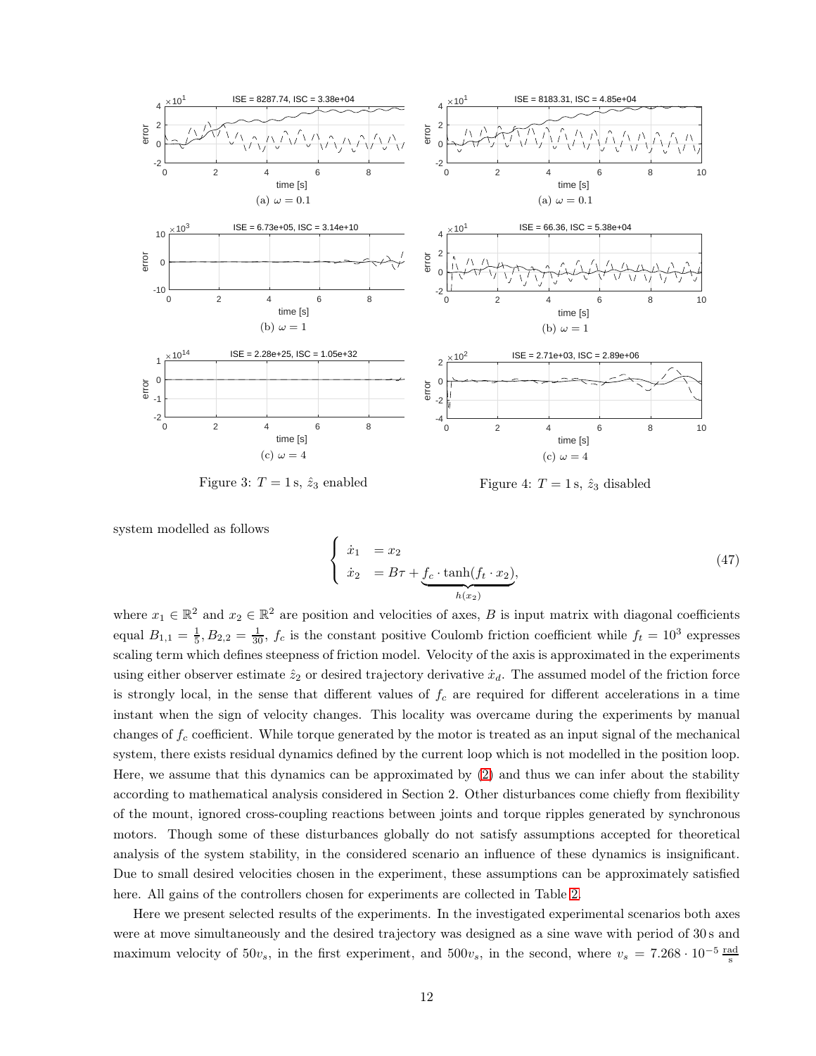ISE = 8287.74, ISC = 3.38e+04

(a) $\omega = 0.1$

ISE = 6.73e+05, ISC = 3.14e+10

(b) $\omega = 1$

ISE = 2.28e+25, ISC = 1.05e+32

(c) $\omega = 4$

Figure 3: $T = 1\,\text{s}$, $\hat{z}_3$ enabled

ISE = 8183.31, ISC = 4.85e+04

(a) $\omega = 0.1$

ISE = 66.36, ISC = 5.38e+04

(b) $\omega = 1$

ISE = 2.71e+03, ISC = 2.89e+06

(c) $\omega = 4$

Figure 4: $T = 1\,\text{s}$, $\hat{z}_3$ disabled

system modelled as follows

$$\begin{cases} \dot{x}_1 &= x_2 \\ \dot{x}_2 &= B\tau + \underbrace{f_c \cdot \tanh(f_t \cdot x_2)}_{h(x_2)}, \end{cases} \tag{47}$$

where $x_1 \in \mathbb{R}^2$ and $x_2 \in \mathbb{R}^2$ are position and velocities of axes, $B$ is input matrix with diagonal coefficients equal $B_{1,1} = \frac{1}{5}, B_{2,2} = \frac{1}{30}$, $f_c$ is the constant positive Coulomb friction coefficient while $f_t = 10^3$ expresses scaling term which defines steepness of friction model. Velocity of the axis is approximated in the experiments using either observer estimate $\hat{z}_2$ or desired trajectory derivative $\dot{x}_d$. The assumed model of the friction force is strongly local, in the sense that different values of $f_c$ are required for different accelerations in a time instant when the sign of velocity changes. This locality was overcame during the experiments by manual changes of $f_c$ coefficient. While torque generated by the motor is treated as an input signal of the mechanical system, there exists residual dynamics defined by the current loop which is not modelled in the position loop. Here, we assume that this dynamics can be approximated by (2) and thus we can infer about the stability according to mathematical analysis considered in Section 2. Other disturbances come chiefly from flexibility of the mount, ignored cross-coupling reactions between joints and torque ripples generated by synchronous motors. Though some of these disturbances globally do not satisfy assumptions accepted for theoretical analysis of the system stability, in the considered scenario an influence of these dynamics is insignificant. Due to small desired velocities chosen in the experiment, these assumptions can be approximately satisfied here. All gains of the controllers chosen for experiments are collected in Table 2.

Here we present selected results of the experiments. In the investigated experimental scenarios both axes were at move simultaneously and the desired trajectory was designed as a sine wave with period of 30 s and maximum velocity of $50v_s$, in the first experiment, and $500v_s$, in the second, where $v_s = 7.268 \cdot 10^{-5}\,\frac{\text{rad}}{\text{s}}$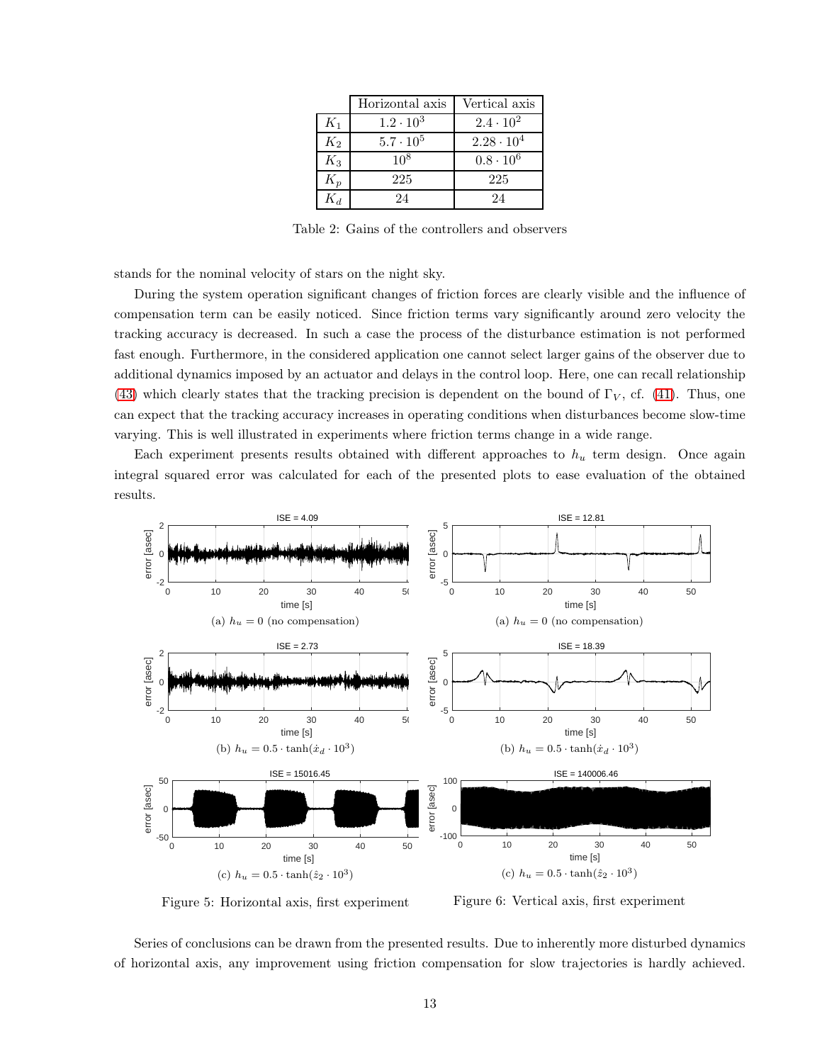|  | Horizontal axis | Vertical axis |
|---|---|---|
| $K_1$ | $1.2 \cdot 10^3$ | $2.4 \cdot 10^2$ |
| $K_2$ | $5.7 \cdot 10^5$ | $2.28 \cdot 10^4$ |
| $K_3$ | $10^8$ | $0.8 \cdot 10^6$ |
| $K_p$ | 225 | 225 |
| $K_d$ | 24 | 24 |

Table 2: Gains of the controllers and observers

stands for the nominal velocity of stars on the night sky.

During the system operation significant changes of friction forces are clearly visible and the influence of compensation term can be easily noticed. Since friction terms vary significantly around zero velocity the tracking accuracy is decreased. In such a case the process of the disturbance estimation is not performed fast enough. Furthermore, in the considered application one cannot select larger gains of the observer due to additional dynamics imposed by an actuator and delays in the control loop. Here, one can recall relationship (43) which clearly states that the tracking precision is dependent on the bound of $\Gamma_V$, cf. (41). Thus, one can expect that the tracking accuracy increases in operating conditions when disturbances become slow-time varying. This is well illustrated in experiments where friction terms change in a wide range.

Each experiment presents results obtained with different approaches to $h_u$ term design. Once again integral squared error was calculated for each of the presented plots to ease evaluation of the obtained results.

(a) $h_u = 0$ (no compensation)

(b) $h_u = 0.5 \cdot \tanh(\dot{x}_d \cdot 10^3)$

(c) $h_u = 0.5 \cdot \tanh(\hat{z}_2 \cdot 10^3)$

Figure 5: Horizontal axis, first experiment

(a) $h_u = 0$ (no compensation)

(b) $h_u = 0.5 \cdot \tanh(\dot{x}_d \cdot 10^3)$

(c) $h_u = 0.5 \cdot \tanh(\hat{z}_2 \cdot 10^3)$

Figure 6: Vertical axis, first experiment

Series of conclusions can be drawn from the presented results. Due to inherently more disturbed dynamics of horizontal axis, any improvement using friction compensation for slow trajectories is hardly achieved.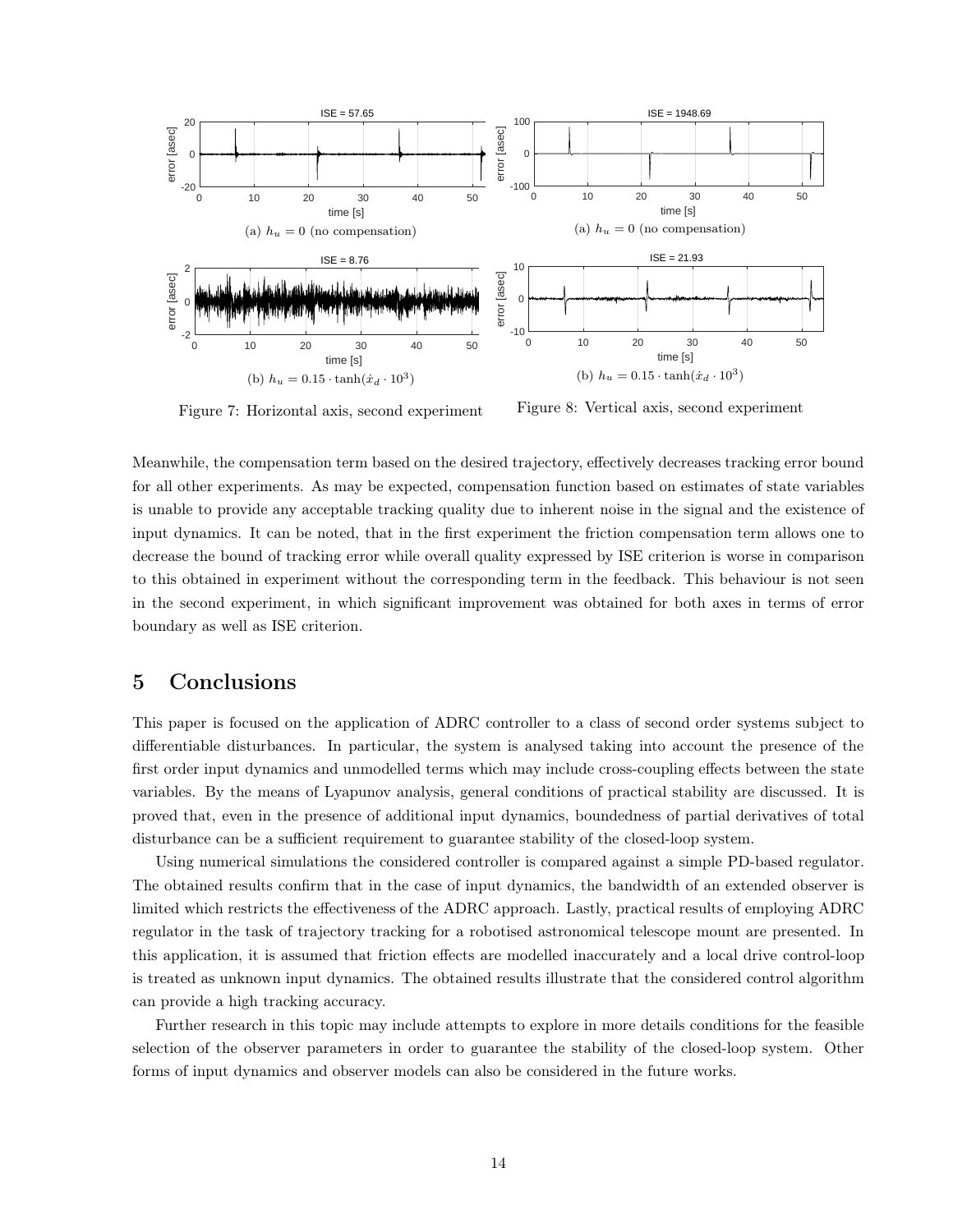(a) $h_u = 0$ (no compensation)

(b) $h_u = 0.15 \cdot \tanh(\dot{x}_d \cdot 10^3)$

Figure 7: Horizontal axis, second experiment

(a) $h_u = 0$ (no compensation)

(b) $h_u = 0.15 \cdot \tanh(\dot{x}_d \cdot 10^3)$

Figure 8: Vertical axis, second experiment

Meanwhile, the compensation term based on the desired trajectory, effectively decreases tracking error bound for all other experiments. As may be expected, compensation function based on estimates of state variables is unable to provide any acceptable tracking quality due to inherent noise in the signal and the existence of input dynamics. It can be noted, that in the first experiment the friction compensation term allows one to decrease the bound of tracking error while overall quality expressed by ISE criterion is worse in comparison to this obtained in experiment without the corresponding term in the feedback. This behaviour is not seen in the second experiment, in which significant improvement was obtained for both axes in terms of error boundary as well as ISE criterion.

## 5 Conclusions

This paper is focused on the application of ADRC controller to a class of second order systems subject to differentiable disturbances. In particular, the system is analysed taking into account the presence of the first order input dynamics and unmodelled terms which may include cross-coupling effects between the state variables. By the means of Lyapunov analysis, general conditions of practical stability are discussed. It is proved that, even in the presence of additional input dynamics, boundedness of partial derivatives of total disturbance can be a sufficient requirement to guarantee stability of the closed-loop system.

Using numerical simulations the considered controller is compared against a simple PD-based regulator. The obtained results confirm that in the case of input dynamics, the bandwidth of an extended observer is limited which restricts the effectiveness of the ADRC approach. Lastly, practical results of employing ADRC regulator in the task of trajectory tracking for a robotised astronomical telescope mount are presented. In this application, it is assumed that friction effects are modelled inaccurately and a local drive control-loop is treated as unknown input dynamics. The obtained results illustrate that the considered control algorithm can provide a high tracking accuracy.

Further research in this topic may include attempts to explore in more details conditions for the feasible selection of the observer parameters in order to guarantee the stability of the closed-loop system. Other forms of input dynamics and observer models can also be considered in the future works.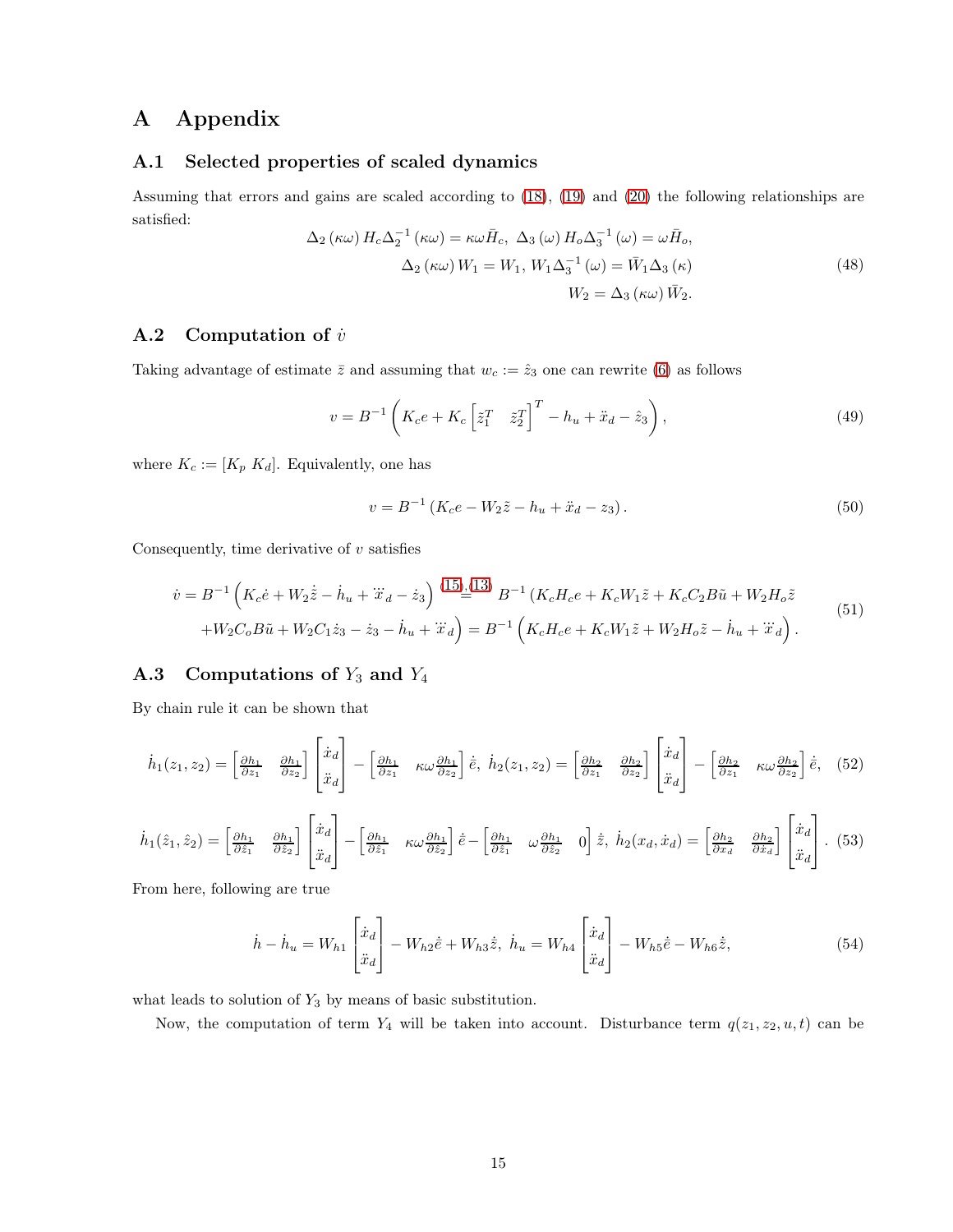# A Appendix

## A.1 Selected properties of scaled dynamics

Assuming that errors and gains are scaled according to (18), (19) and (20) the following relationships are satisfied:

$$
\begin{aligned}
\Delta_2(\kappa\omega) H_c \Delta_2^{-1}(\kappa\omega) = \kappa\omega \bar{H}_c,\ \Delta_3(\omega) H_o \Delta_3^{-1}(\omega) = \omega \bar{H}_o, \\
\Delta_2(\kappa\omega) W_1 = W_1,\ W_1 \Delta_3^{-1}(\omega) = \bar{W}_1 \Delta_3(\kappa) \\
W_2 = \Delta_3(\kappa\omega) \bar{W}_2.
\end{aligned} \tag{48}
$$

## A.2 Computation of $\dot{v}$

Taking advantage of estimate $\bar{z}$ and assuming that $w_c := \hat{z}_3$ one can rewrite (6) as follows

$$
v = B^{-1}\left(K_c e + K_c \begin{bmatrix} \tilde{z}_1^T & \tilde{z}_2^T \end{bmatrix}^T - h_u + \ddot{x}_d - \hat{z}_3\right), \tag{49}
$$

where $K_c := [K_p\ K_d]$. Equivalently, one has

$$
v = B^{-1}\left(K_c e - W_2 \tilde{z} - h_u + \ddot{x}_d - z_3\right). \tag{50}
$$

Consequently, time derivative of $v$ satisfies

$$
\begin{aligned}
\dot{v} = B^{-1}\left(K_c \dot{e} + W_2 \dot{\tilde{z}} - \dot{h}_u + \dddot{x}_d - \dot{z}_3\right) \overset{(15),(13)}{=} B^{-1}\big(K_c H_c e + K_c W_1 \tilde{z} + K_c C_2 B \tilde{u} + W_2 H_o \tilde{z} \\
+ W_2 C_o B \tilde{u} + W_2 C_1 \dot{z}_3 - \dot{z}_3 - \dot{h}_u + \dddot{x}_d\big) = B^{-1}\left(K_c H_c e + K_c W_1 \tilde{z} + W_2 H_o \tilde{z} - \dot{h}_u + \dddot{x}_d\right).
\end{aligned} \tag{51}
$$

## A.3 Computations of $Y_3$ and $Y_4$

By chain rule it can be shown that

$$
\dot{h}_1(z_1,z_2) = \begin{bmatrix} \frac{\partial h_1}{\partial z_1} & \frac{\partial h_1}{\partial z_2} \end{bmatrix} \begin{bmatrix} \dot{x}_d \\ \ddot{x}_d \end{bmatrix} - \begin{bmatrix} \frac{\partial h_1}{\partial z_1} & \kappa\omega \frac{\partial h_1}{\partial z_2} \end{bmatrix} \dot{\bar{e}},\ \dot{h}_2(z_1,z_2) = \begin{bmatrix} \frac{\partial h_2}{\partial z_1} & \frac{\partial h_2}{\partial z_2} \end{bmatrix} \begin{bmatrix} \dot{x}_d \\ \ddot{x}_d \end{bmatrix} - \begin{bmatrix} \frac{\partial h_2}{\partial z_1} & \kappa\omega \frac{\partial h_2}{\partial z_2} \end{bmatrix} \dot{\bar{e}}, \tag{52}
$$

$$
\dot{h}_1(\hat{z}_1,\hat{z}_2) = \begin{bmatrix} \frac{\partial h_1}{\partial \hat{z}_1} & \frac{\partial h_1}{\partial \hat{z}_2} \end{bmatrix} \begin{bmatrix} \dot{x}_d \\ \ddot{x}_d \end{bmatrix} - \begin{bmatrix} \frac{\partial h_1}{\partial \hat{z}_1} & \kappa\omega \frac{\partial h_1}{\partial \hat{z}_2} \end{bmatrix} \dot{\bar{e}} - \begin{bmatrix} \frac{\partial h_1}{\partial \hat{z}_1} & \omega \frac{\partial h_1}{\partial \hat{z}_2} & 0 \end{bmatrix} \dot{\bar{z}},\ \dot{h}_2(x_d,\dot{x}_d) = \begin{bmatrix} \frac{\partial h_2}{\partial x_d} & \frac{\partial h_2}{\partial \dot{x}_d} \end{bmatrix} \begin{bmatrix} \dot{x}_d \\ \ddot{x}_d \end{bmatrix}. \tag{53}
$$

From here, following are true

$$
\dot{h} - \dot{h}_u = W_{h1} \begin{bmatrix} \dot{x}_d \\ \ddot{x}_d \end{bmatrix} - W_{h2} \dot{\bar{e}} + W_{h3} \dot{\bar{z}},\ \dot{h}_u = W_{h4} \begin{bmatrix} \dot{x}_d \\ \ddot{x}_d \end{bmatrix} - W_{h5} \dot{\bar{e}} - W_{h6} \dot{\bar{z}}, \tag{54}
$$

what leads to solution of $Y_3$ by means of basic substitution.

Now, the computation of term $Y_4$ will be taken into account. Disturbance term $q(z_1, z_2, u, t)$ can be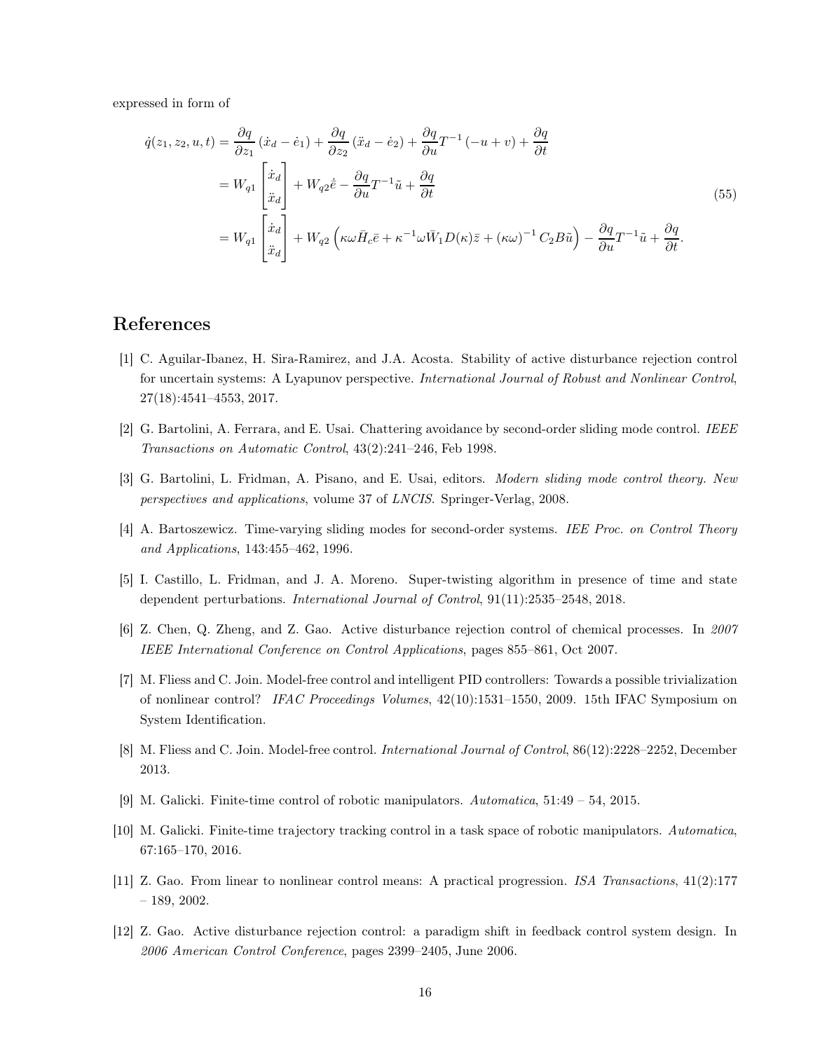expressed in form of

$$
\begin{aligned}
\dot{q}(z_1, z_2, u, t) &= \frac{\partial q}{\partial z_1}\left(\dot{x}_d - \dot{e}_1\right) + \frac{\partial q}{\partial z_2}\left(\ddot{x}_d - \dot{e}_2\right) + \frac{\partial q}{\partial u} T^{-1}\left(-u + v\right) + \frac{\partial q}{\partial t} \\
&= W_{q1}\begin{bmatrix}\dot{x}_d \\ \ddot{x}_d\end{bmatrix} + W_{q2}\dot{\bar{e}} - \frac{\partial q}{\partial u} T^{-1}\tilde{u} + \frac{\partial q}{\partial t} \\
&= W_{q1}\begin{bmatrix}\dot{x}_d \\ \ddot{x}_d\end{bmatrix} + W_{q2}\left(\kappa\omega\bar{H}_c\bar{e} + \kappa^{-1}\omega\bar{W}_1 D(\kappa)\bar{z} + \left(\kappa\omega\right)^{-1} C_2 B\tilde{u}\right) - \frac{\partial q}{\partial u} T^{-1}\tilde{u} + \frac{\partial q}{\partial t}.
\end{aligned}
\tag{55}
$$

## References

[1] C. Aguilar-Ibanez, H. Sira-Ramirez, and J.A. Acosta. Stability of active disturbance rejection control for uncertain systems: A Lyapunov perspective. *International Journal of Robust and Nonlinear Control*, 27(18):4541–4553, 2017.

[2] G. Bartolini, A. Ferrara, and E. Usai. Chattering avoidance by second-order sliding mode control. *IEEE Transactions on Automatic Control*, 43(2):241–246, Feb 1998.

[3] G. Bartolini, L. Fridman, A. Pisano, and E. Usai, editors. *Modern sliding mode control theory. New perspectives and applications*, volume 37 of *LNCIS*. Springer-Verlag, 2008.

[4] A. Bartoszewicz. Time-varying sliding modes for second-order systems. *IEE Proc. on Control Theory and Applications*, 143:455–462, 1996.

[5] I. Castillo, L. Fridman, and J. A. Moreno. Super-twisting algorithm in presence of time and state dependent perturbations. *International Journal of Control*, 91(11):2535–2548, 2018.

[6] Z. Chen, Q. Zheng, and Z. Gao. Active disturbance rejection control of chemical processes. In *2007 IEEE International Conference on Control Applications*, pages 855–861, Oct 2007.

[7] M. Fliess and C. Join. Model-free control and intelligent PID controllers: Towards a possible trivialization of nonlinear control? *IFAC Proceedings Volumes*, 42(10):1531–1550, 2009. 15th IFAC Symposium on System Identification.

[8] M. Fliess and C. Join. Model-free control. *International Journal of Control*, 86(12):2228–2252, December 2013.

[9] M. Galicki. Finite-time control of robotic manipulators. *Automatica*, 51:49 – 54, 2015.

[10] M. Galicki. Finite-time trajectory tracking control in a task space of robotic manipulators. *Automatica*, 67:165–170, 2016.

[11] Z. Gao. From linear to nonlinear control means: A practical progression. *ISA Transactions*, 41(2):177 – 189, 2002.

[12] Z. Gao. Active disturbance rejection control: a paradigm shift in feedback control system design. In *2006 American Control Conference*, pages 2399–2405, June 2006.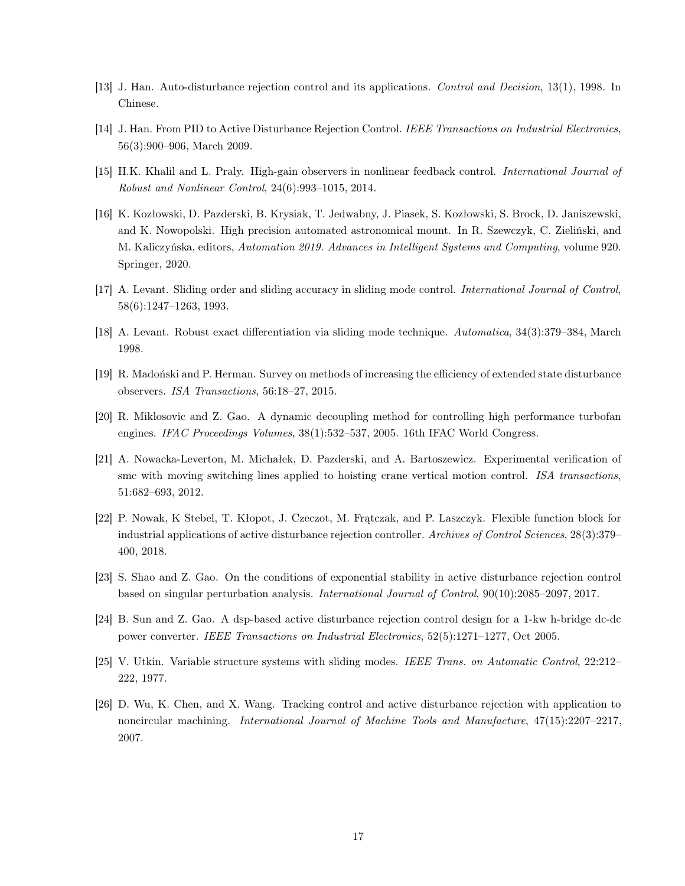[13] J. Han. Auto-disturbance rejection control and its applications. *Control and Decision*, 13(1), 1998. In Chinese.

[14] J. Han. From PID to Active Disturbance Rejection Control. *IEEE Transactions on Industrial Electronics*, 56(3):900–906, March 2009.

[15] H.K. Khalil and L. Praly. High-gain observers in nonlinear feedback control. *International Journal of Robust and Nonlinear Control*, 24(6):993–1015, 2014.

[16] K. Kozłowski, D. Pazderski, B. Krysiak, T. Jedwabny, J. Piasek, S. Kozłowski, S. Brock, D. Janiszewski, and K. Nowopolski. High precision automated astronomical mount. In R. Szewczyk, C. Zieliński, and M. Kaliczyńska, editors, *Automation 2019. Advances in Intelligent Systems and Computing*, volume 920. Springer, 2020.

[17] A. Levant. Sliding order and sliding accuracy in sliding mode control. *International Journal of Control*, 58(6):1247–1263, 1993.

[18] A. Levant. Robust exact differentiation via sliding mode technique. *Automatica*, 34(3):379–384, March 1998.

[19] R. Madoński and P. Herman. Survey on methods of increasing the efficiency of extended state disturbance observers. *ISA Transactions*, 56:18–27, 2015.

[20] R. Miklosovic and Z. Gao. A dynamic decoupling method for controlling high performance turbofan engines. *IFAC Proceedings Volumes*, 38(1):532–537, 2005. 16th IFAC World Congress.

[21] A. Nowacka-Leverton, M. Michałek, D. Pazderski, and A. Bartoszewicz. Experimental verification of smc with moving switching lines applied to hoisting crane vertical motion control. *ISA transactions*, 51:682–693, 2012.

[22] P. Nowak, K Stebel, T. Kłopot, J. Czeczot, M. Frątczak, and P. Laszczyk. Flexible function block for industrial applications of active disturbance rejection controller. *Archives of Control Sciences*, 28(3):379–400, 2018.

[23] S. Shao and Z. Gao. On the conditions of exponential stability in active disturbance rejection control based on singular perturbation analysis. *International Journal of Control*, 90(10):2085–2097, 2017.

[24] B. Sun and Z. Gao. A dsp-based active disturbance rejection control design for a 1-kw h-bridge dc-dc power converter. *IEEE Transactions on Industrial Electronics*, 52(5):1271–1277, Oct 2005.

[25] V. Utkin. Variable structure systems with sliding modes. *IEEE Trans. on Automatic Control*, 22:212–222, 1977.

[26] D. Wu, K. Chen, and X. Wang. Tracking control and active disturbance rejection with application to noncircular machining. *International Journal of Machine Tools and Manufacture*, 47(15):2207–2217, 2007.